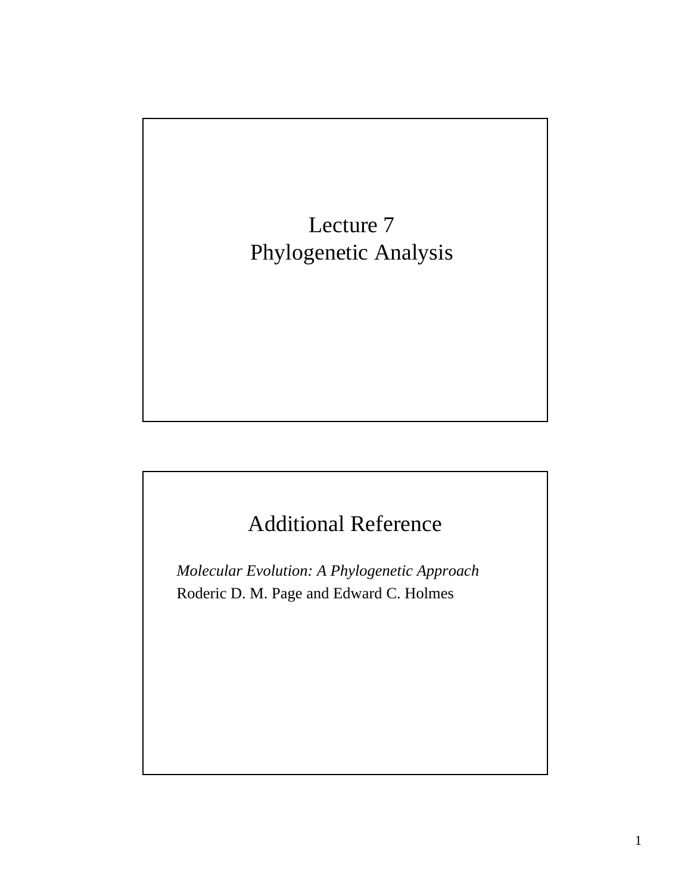# Lecture 7
# Phylogenetic Analysis

## Additional Reference

*Molecular Evolution: A Phylogenetic Approach*
Roderic D. M. Page and Edward C. Holmes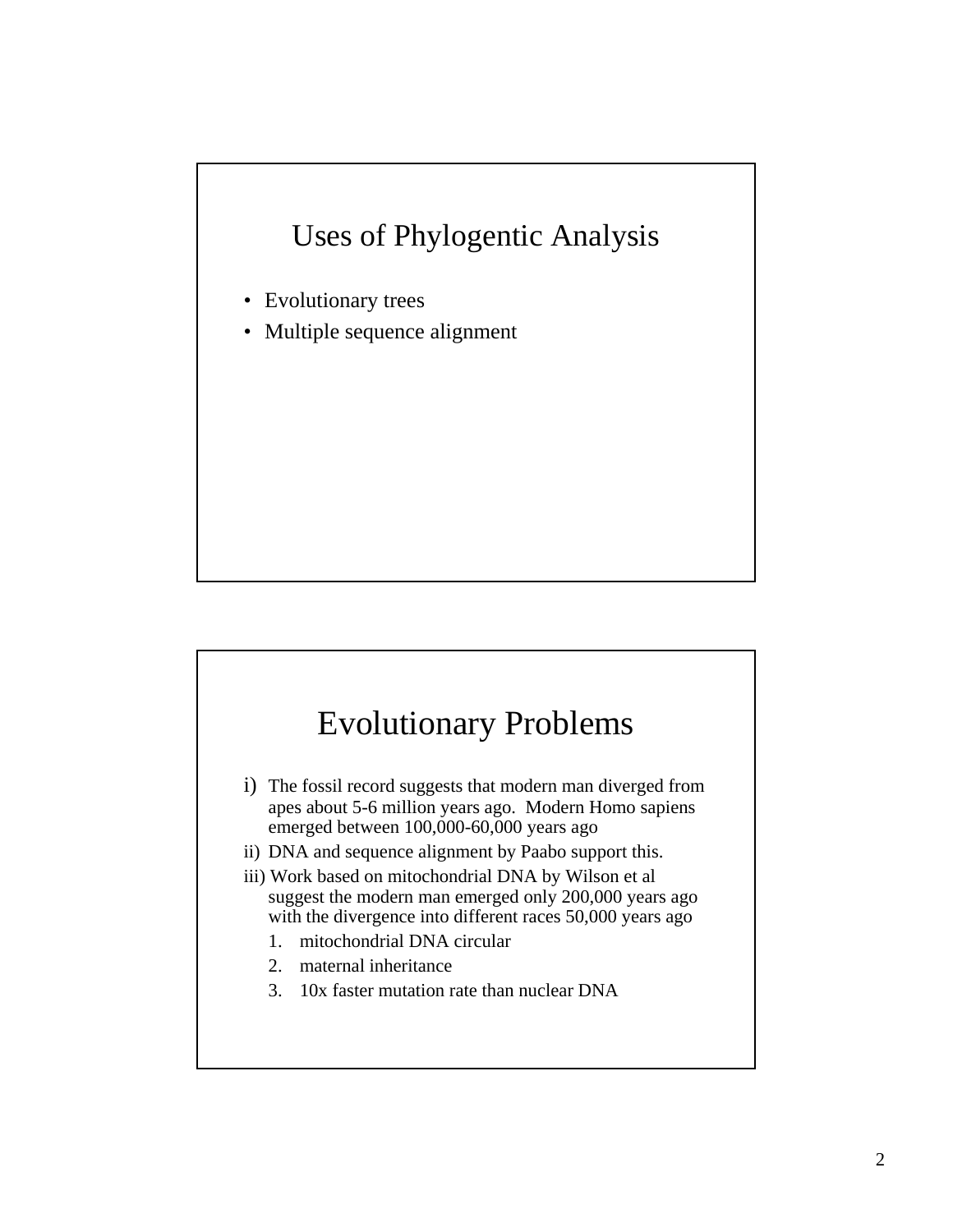## Uses of Phylogentic Analysis

- Evolutionary trees
- Multiple sequence alignment

## Evolutionary Problems

i) The fossil record suggests that modern man diverged from apes about 5-6 million years ago. Modern Homo sapiens emerged between 100,000-60,000 years ago

ii) DNA and sequence alignment by Paabo support this.

iii) Work based on mitochondrial DNA by Wilson et al suggest the modern man emerged only 200,000 years ago with the divergence into different races 50,000 years ago

1. mitochondrial DNA circular
2. maternal inheritance
3. 10x faster mutation rate than nuclear DNA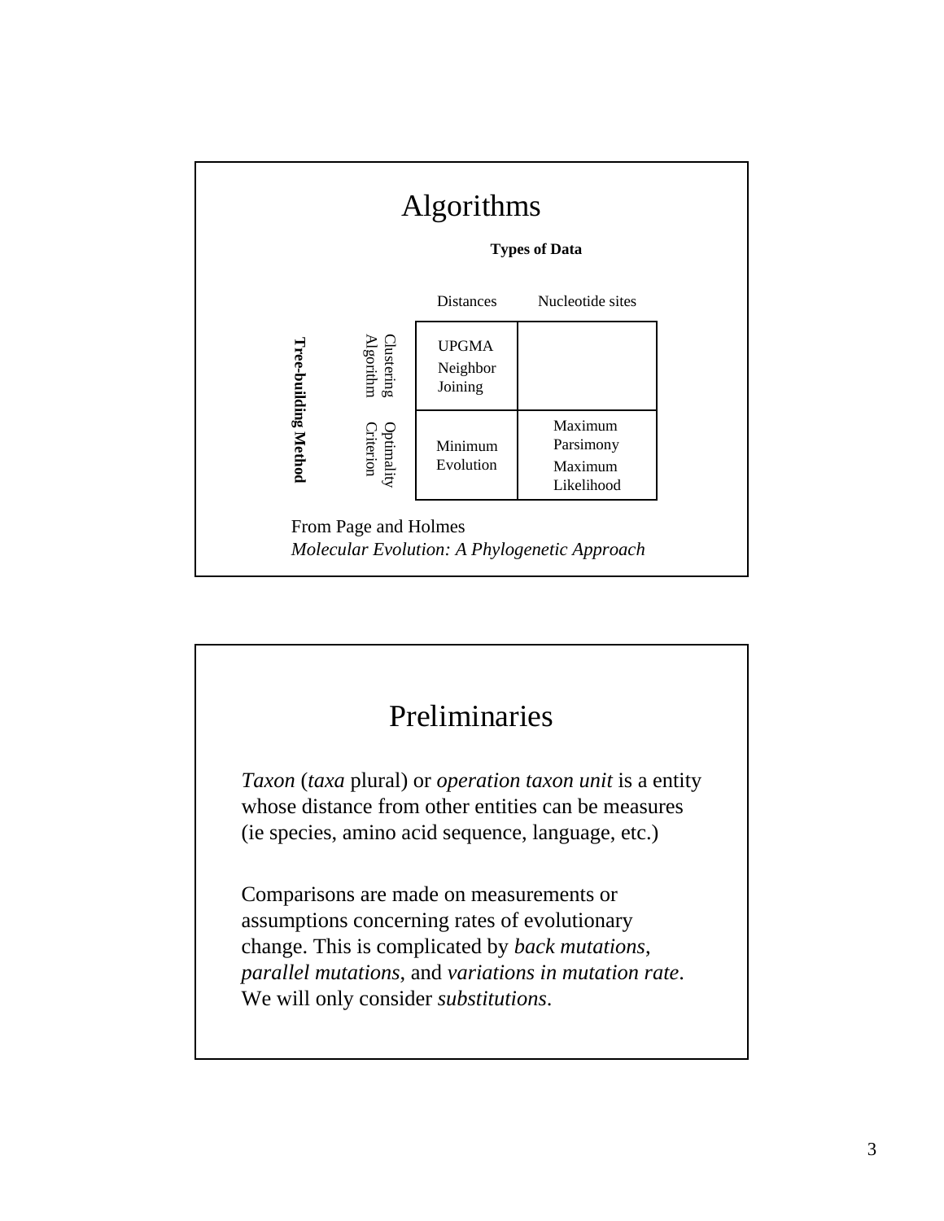# Algorithms

| | | Types of Data | |
|---|---|---|---|
| | | Distances | Nucleotide sites |
| **Tree-building Method** | Clustering Algorithm | UPGMA<br>Neighbor Joining | |
| | Optimality Criterion | Minimum Evolution | Maximum Parsimony<br>Maximum Likelihood |

From Page and Holmes
*Molecular Evolution: A Phylogenetic Approach*

# Preliminaries

*Taxon* (*taxa* plural) or *operation taxon unit* is a entity whose distance from other entities can be measures (ie species, amino acid sequence, language, etc.)

Comparisons are made on measurements or assumptions concerning rates of evolutionary change. This is complicated by *back mutations*, *parallel mutations*, and *variations in mutation rate*. We will only consider *substitutions*.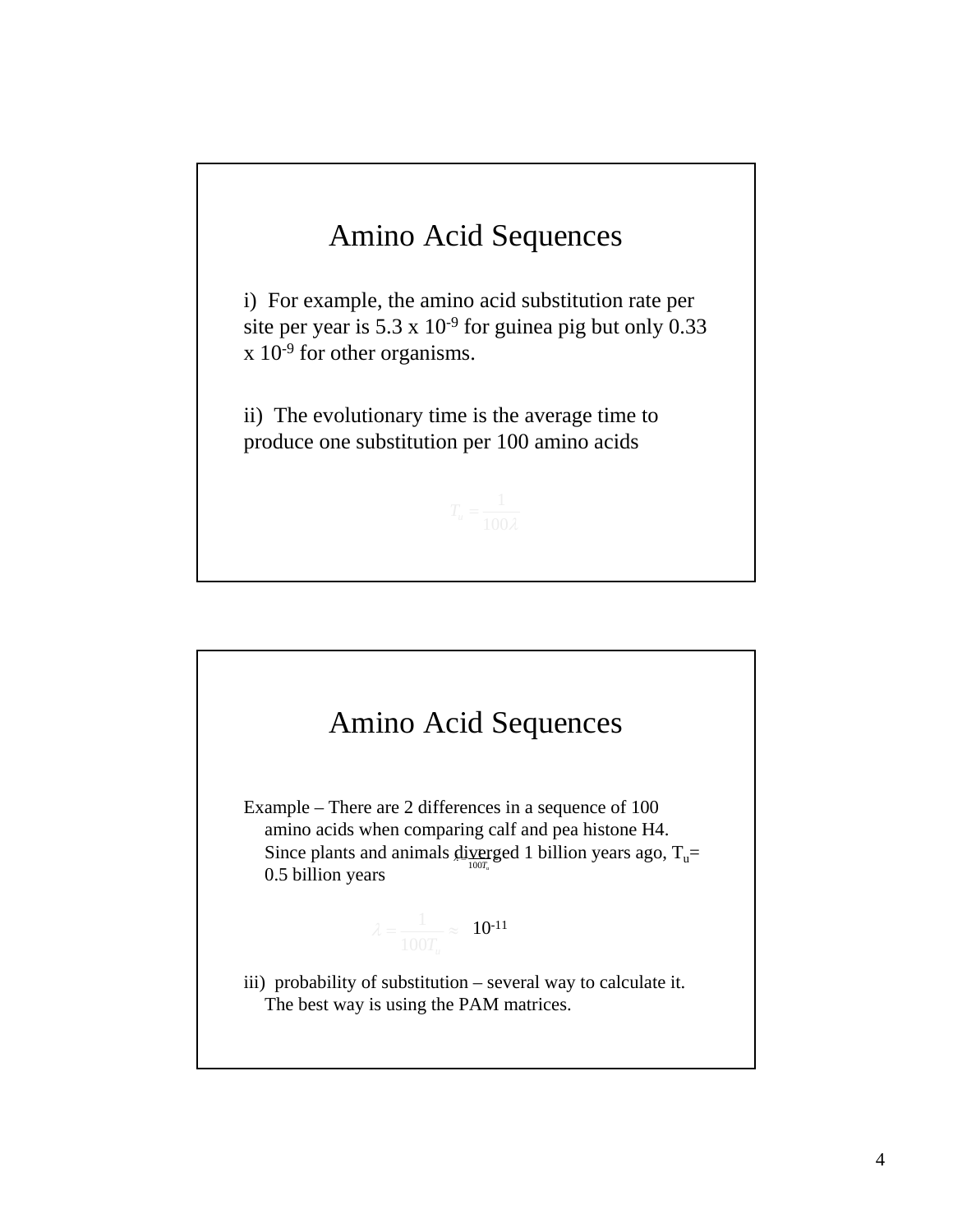# Amino Acid Sequences

i) For example, the amino acid substitution rate per site per year is $5.3 \times 10^{-9}$ for guinea pig but only $0.33 \times 10^{-9}$ for other organisms.

ii) The evolutionary time is the average time to produce one substitution per 100 amino acids

$$T_u = \frac{1}{100\lambda}$$

# Amino Acid Sequences

Example – There are 2 differences in a sequence of 100 amino acids when comparing calf and pea histone H4. Since plants and animals diverged 1 billion years ago, $T_u$= 0.5 billion years

$$\lambda = \frac{1}{100T_u} \approx 10^{-11}$$

iii) probability of substitution – several way to calculate it. The best way is using the PAM matrices.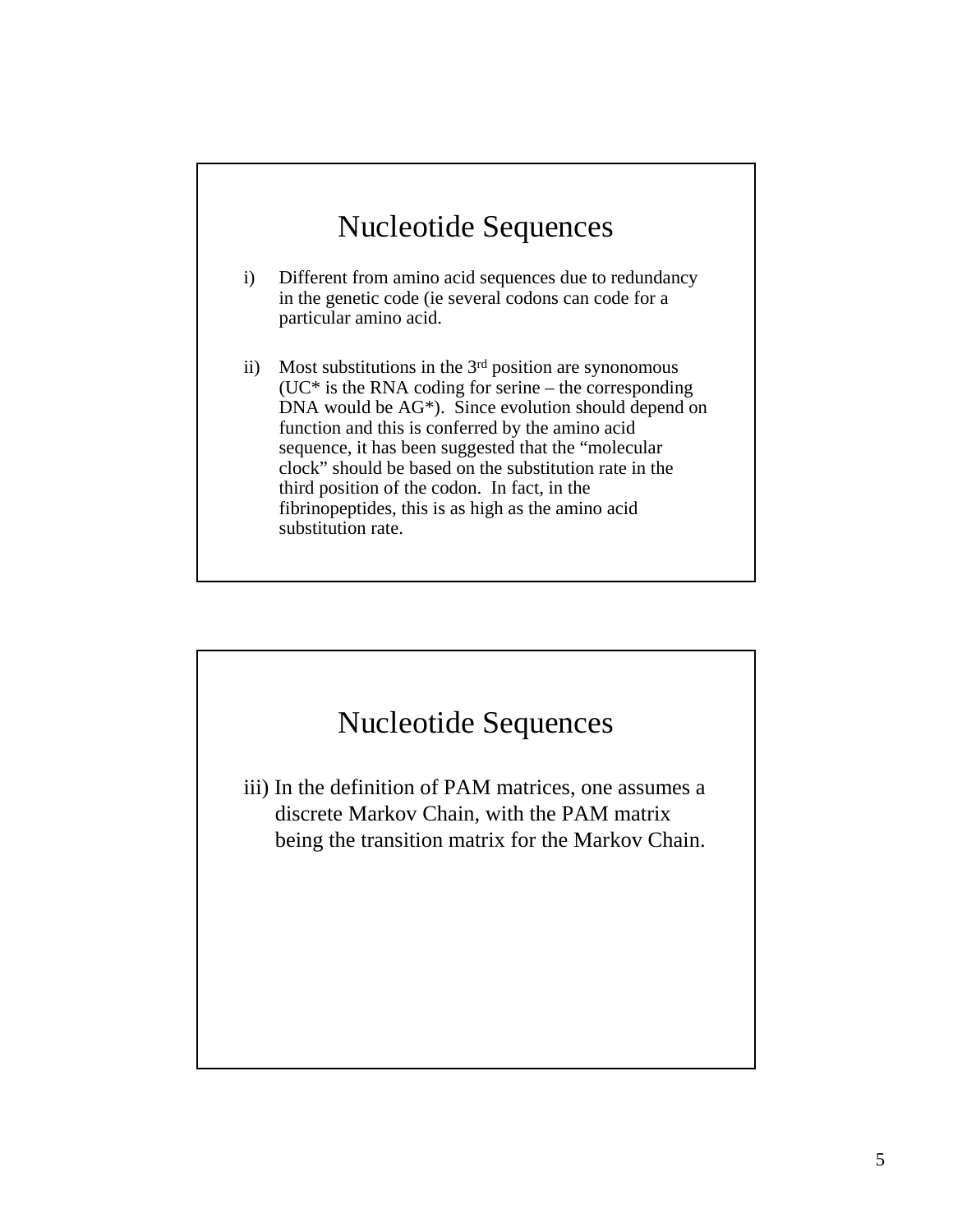## Nucleotide Sequences

i) Different from amino acid sequences due to redundancy in the genetic code (ie several codons can code for a particular amino acid.

ii) Most substitutions in the 3rd position are synonomous (UC* is the RNA coding for serine – the corresponding DNA would be AG*). Since evolution should depend on function and this is conferred by the amino acid sequence, it has been suggested that the "molecular clock" should be based on the substitution rate in the third position of the codon. In fact, in the fibrinopeptides, this is as high as the amino acid substitution rate.

## Nucleotide Sequences

iii) In the definition of PAM matrices, one assumes a discrete Markov Chain, with the PAM matrix being the transition matrix for the Markov Chain.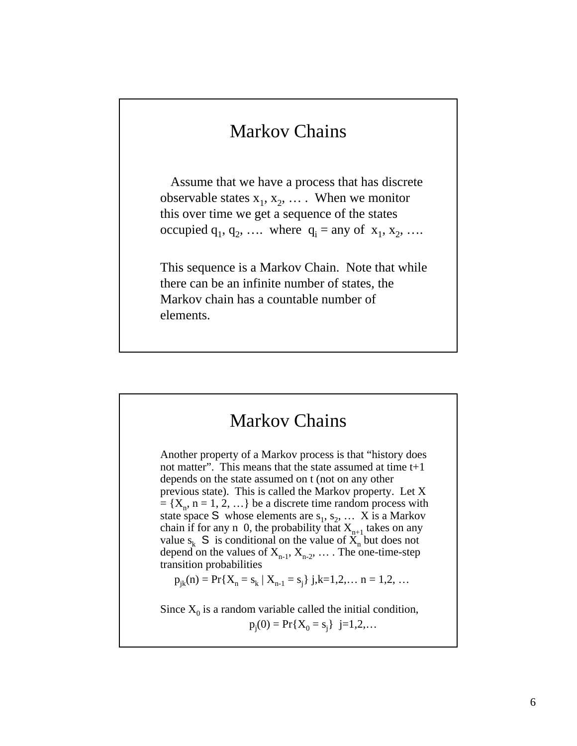## Markov Chains

Assume that we have a process that has discrete observable states $x_1$, $x_2$, … . When we monitor this over time we get a sequence of the states occupied $q_1$, $q_2$, …. where $q_i$ = any of $x_1$, $x_2$, ….

This sequence is a Markov Chain. Note that while there can be an infinite number of states, the Markov chain has a countable number of elements.

## Markov Chains

Another property of a Markov process is that "history does not matter". This means that the state assumed at time t+1 depends on the state assumed on t (not on any other previous state). This is called the Markov property. Let $X = \{X_n, n = 1, 2, …\}$ be a discrete time random process with state space S whose elements are $s_1$, $s_2$, … X is a Markov chain if for any n 0, the probability that $X_{n+1}$ takes on any value $s_k$ S is conditional on the value of $X_n$ but does not depend on the values of $X_{n-1}$, $X_{n-2}$, … . The one-time-step transition probabilities

$$p_{jk}(n) = \Pr\{X_n = s_k \mid X_{n-1} = s_j\} \;\; j,k=1,2,… \;\; n = 1, 2, …$$

Since $X_0$ is a random variable called the initial condition,

$$p_j(0) = \Pr\{X_0 = s_j\} \;\; j=1,2,…$$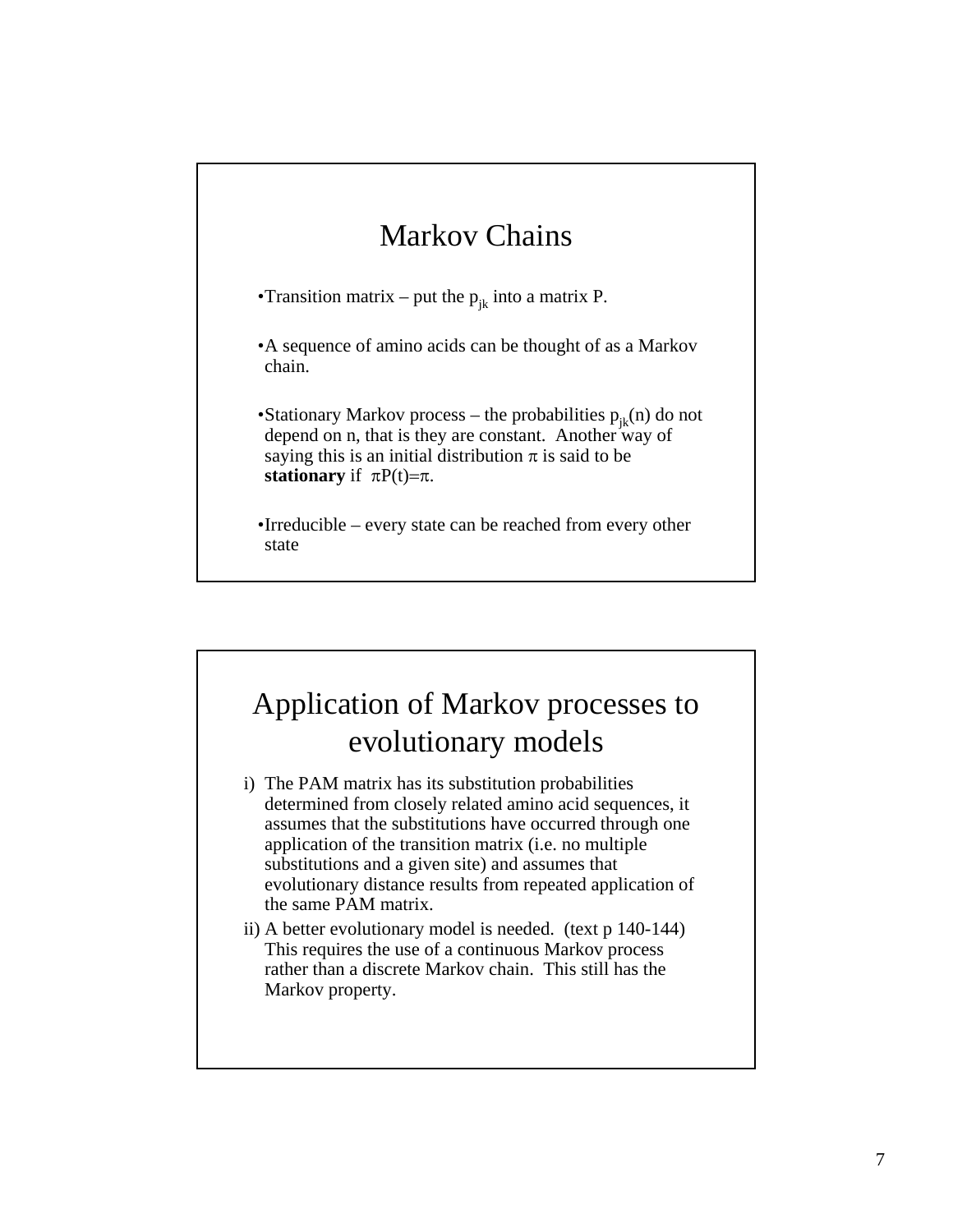# Markov Chains

- Transition matrix – put the $p_{jk}$ into a matrix P.
- A sequence of amino acids can be thought of as a Markov chain.
- Stationary Markov process – the probabilities $p_{jk}(n)$ do not depend on n, that is they are constant. Another way of saying this is an initial distribution $\pi$ is said to be **stationary** if $\pi P(t)=\pi$.
- Irreducible – every state can be reached from every other state

# Application of Markov processes to evolutionary models

i) The PAM matrix has its substitution probabilities determined from closely related amino acid sequences, it assumes that the substitutions have occurred through one application of the transition matrix (i.e. no multiple substitutions and a given site) and assumes that evolutionary distance results from repeated application of the same PAM matrix.

ii) A better evolutionary model is needed. (text p 140-144) This requires the use of a continuous Markov process rather than a discrete Markov chain. This still has the Markov property.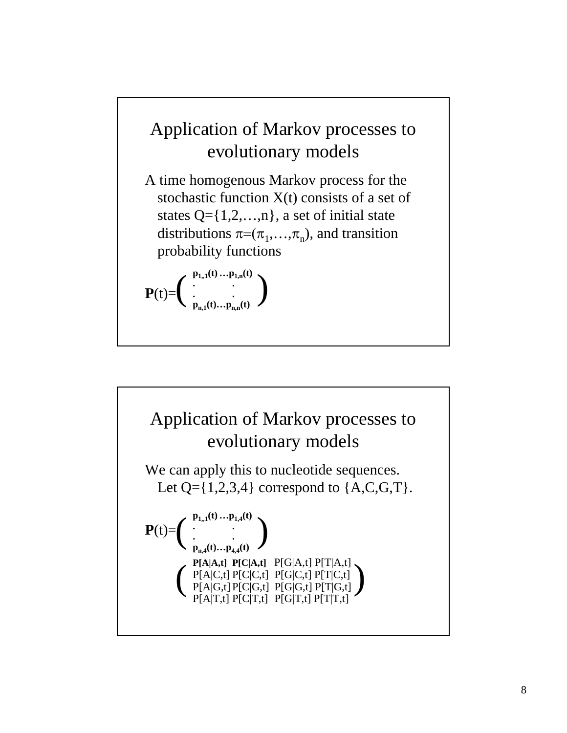## Application of Markov processes to evolutionary models

A time homogenous Markov process for the stochastic function X(t) consists of a set of states Q={1,2,…,n}, a set of initial state distributions $\pi=(\pi_1,\ldots,\pi_n)$, and transition probability functions

$$\mathbf{P}(t)=\begin{pmatrix} \mathbf{p_{1,,1}(t)} \ldots \mathbf{p_{1,n}(t)} \\ \vdots \quad\quad \vdots \\ \mathbf{p_{n,1}(t)} \ldots \mathbf{p_{n,n}(t)} \end{pmatrix}$$

## Application of Markov processes to evolutionary models

We can apply this to nucleotide sequences. Let Q={1,2,3,4} correspond to {A,C,G,T}.

$$\mathbf{P}(t)=\begin{pmatrix} \mathbf{p_{1,,1}(t)} \ldots \mathbf{p_{1,4}(t)} \\ \vdots \quad\quad \vdots \\ \mathbf{p_{n,4}(t)} \ldots \mathbf{p_{4,4}(t)} \end{pmatrix}$$

$$\begin{pmatrix} \mathbf{P[A|A,t]} & \mathbf{P[C|A,t]} & P[G|A,t] & P[T|A,t] \\ P[A|C,t] & P[C|C,t] & P[G|C,t] & P[T|C,t] \\ P[A|G,t] & P[C|G,t] & P[G|G,t] & P[T|G,t] \\ P[A|T,t] & P[C|T,t] & P[G|T,t] & P[T|T,t] \end{pmatrix}$$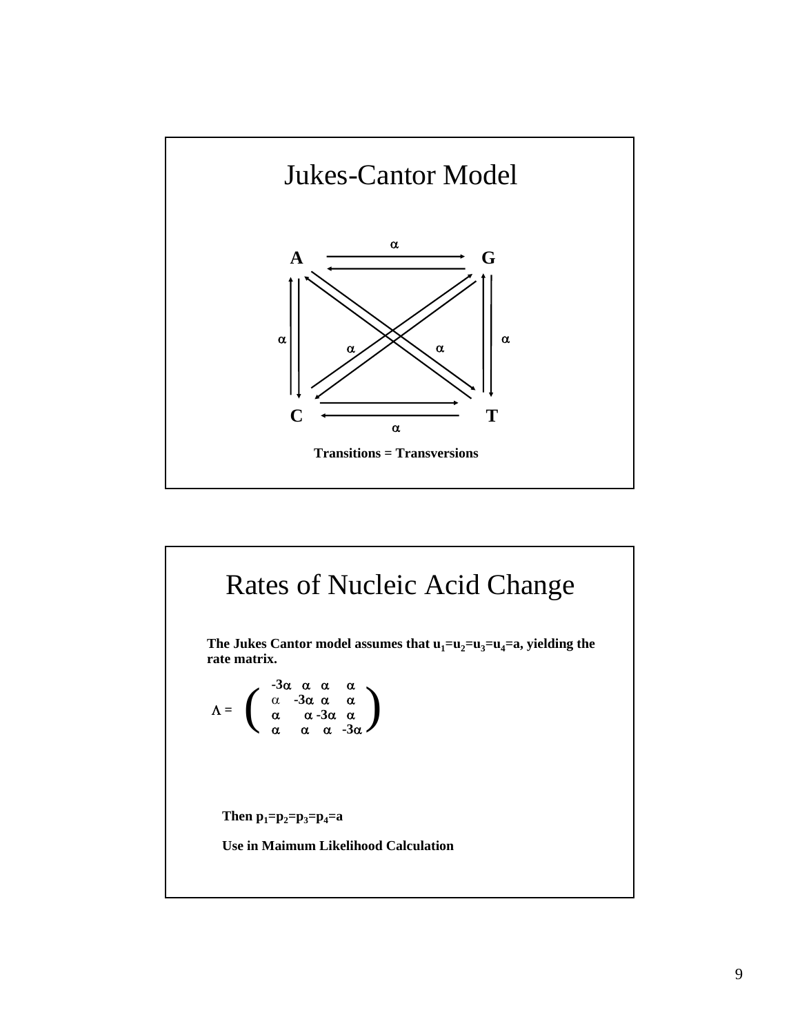# Jukes-Cantor Model

A ⇄ G ($\alpha$)

A ⇄ C ($\alpha$)

G ⇄ T ($\alpha$)

C ⇄ T ($\alpha$)

A ⇄ T ($\alpha$)

G ⇄ C ($\alpha$)

**Transitions = Transversions**

# Rates of Nucleic Acid Change

**The Jukes Cantor model assumes that $u_1 = u_2 = u_3 = u_4 = a$, yielding the rate matrix.**

$$\Lambda = \begin{pmatrix} -3\alpha & \alpha & \alpha & \alpha \\ \alpha & -3\alpha & \alpha & \alpha \\ \alpha & \alpha & -3\alpha & \alpha \\ \alpha & \alpha & \alpha & -3\alpha \end{pmatrix}$$

**Then $p_1 = p_2 = p_3 = p_4 = a$**

**Use in Maimum Likelihood Calculation**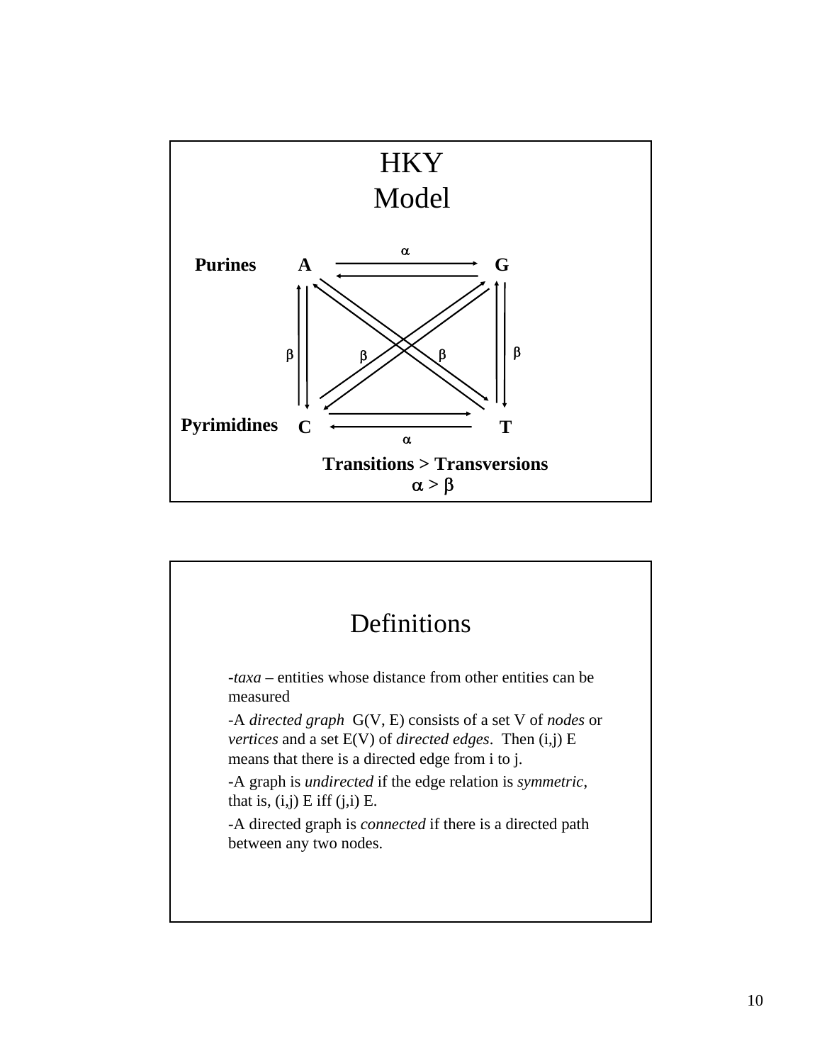# HKY Model

**Purines** **A** ⇄ (α) **G**

**Pyrimidines** **C** ⇄ (α) **T**

A ⇄ C (β), G ⇄ T (β), A ⇄ T (β), G ⇄ C (β)

**Transitions > Transversions**

$\alpha > \beta$

# Definitions

-*taxa* – entities whose distance from other entities can be measured

-A *directed graph* G(V, E) consists of a set V of *nodes* or *vertices* and a set E(V) of *directed edges*. Then (i,j) E means that there is a directed edge from i to j.

-A graph is *undirected* if the edge relation is *symmetric*, that is, (i,j) E iff (j,i) E.

-A directed graph is *connected* if there is a directed path between any two nodes.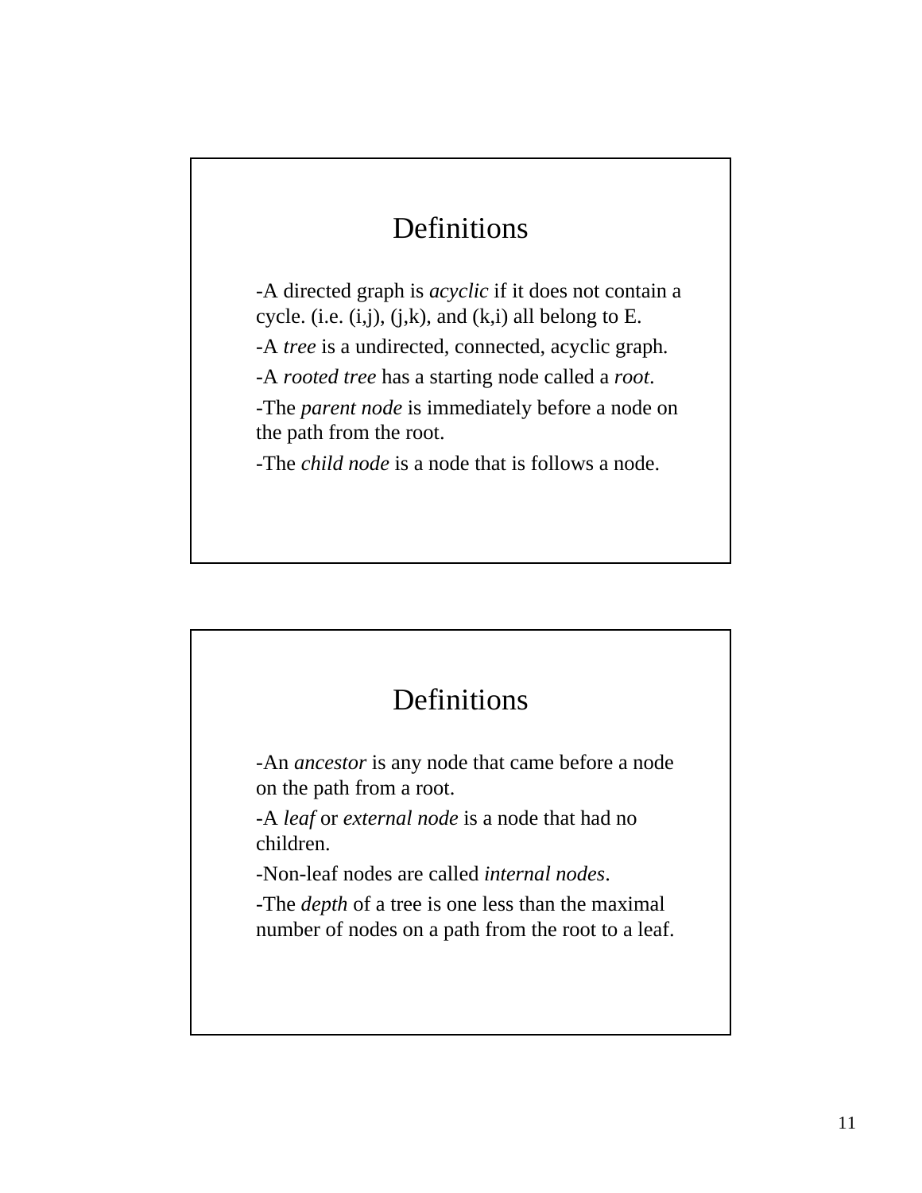## Definitions

-A directed graph is *acyclic* if it does not contain a cycle. (i.e. (i,j), (j,k), and (k,i) all belong to E.

-A *tree* is a undirected, connected, acyclic graph.

-A *rooted tree* has a starting node called a *root*.

-The *parent node* is immediately before a node on the path from the root.

-The *child node* is a node that is follows a node.

## Definitions

-An *ancestor* is any node that came before a node on the path from a root.

-A *leaf* or *external node* is a node that had no children.

-Non-leaf nodes are called *internal nodes*.

-The *depth* of a tree is one less than the maximal number of nodes on a path from the root to a leaf.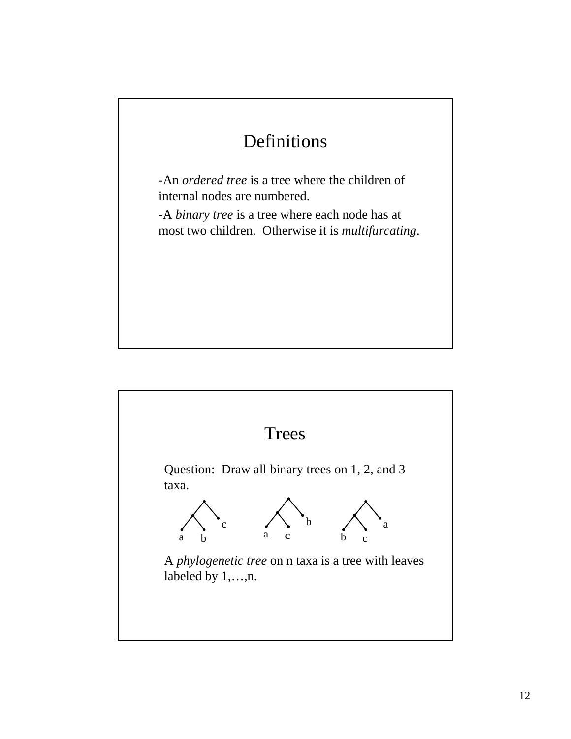# Definitions

-An *ordered tree* is a tree where the children of internal nodes are numbered.

-A *binary tree* is a tree where each node has at most two children. Otherwise it is *multifurcating*.

# Trees

Question: Draw all binary trees on 1, 2, and 3 taxa.

A *phylogenetic tree* on n taxa is a tree with leaves labeled by 1,…,n.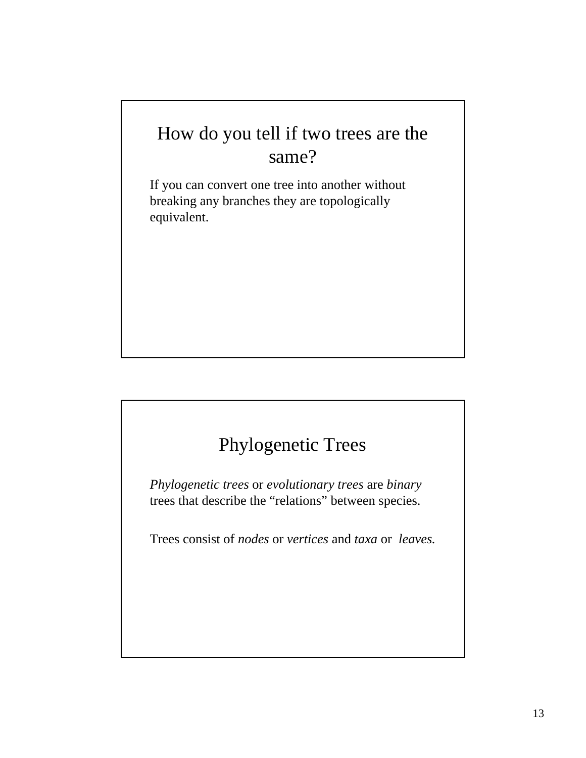## How do you tell if two trees are the same?

If you can convert one tree into another without breaking any branches they are topologically equivalent.

## Phylogenetic Trees

*Phylogenetic trees* or *evolutionary trees* are *binary* trees that describe the "relations" between species.

Trees consist of *nodes* or *vertices* and *taxa* or *leaves.*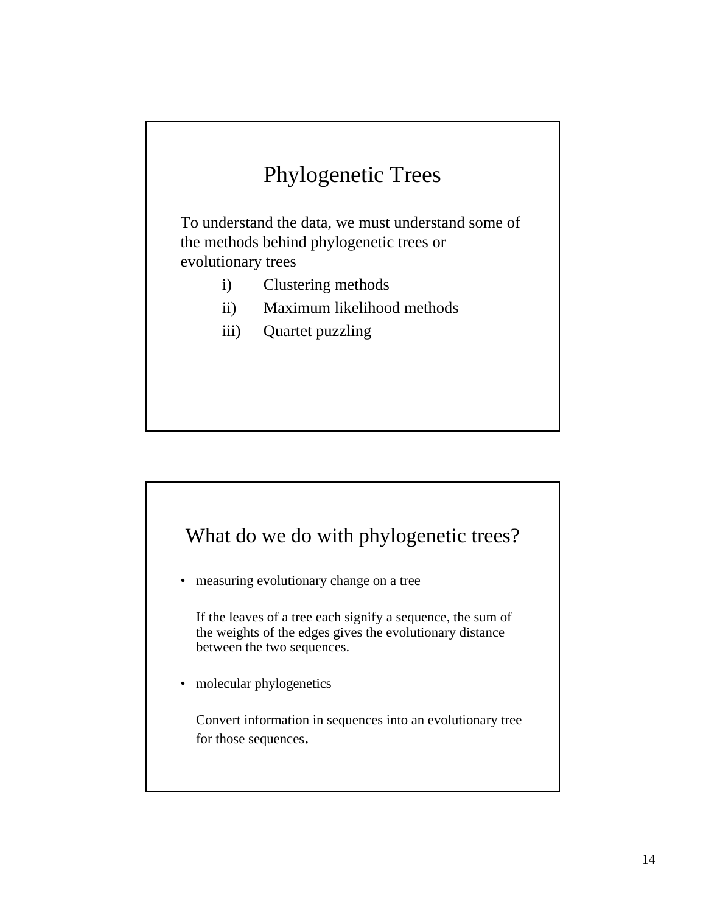# Phylogenetic Trees

To understand the data, we must understand some of the methods behind phylogenetic trees or evolutionary trees

i) Clustering methods

ii) Maximum likelihood methods

iii) Quartet puzzling

# What do we do with phylogenetic trees?

- measuring evolutionary change on a tree

  If the leaves of a tree each signify a sequence, the sum of the weights of the edges gives the evolutionary distance between the two sequences.

- molecular phylogenetics

  Convert information in sequences into an evolutionary tree for those sequences.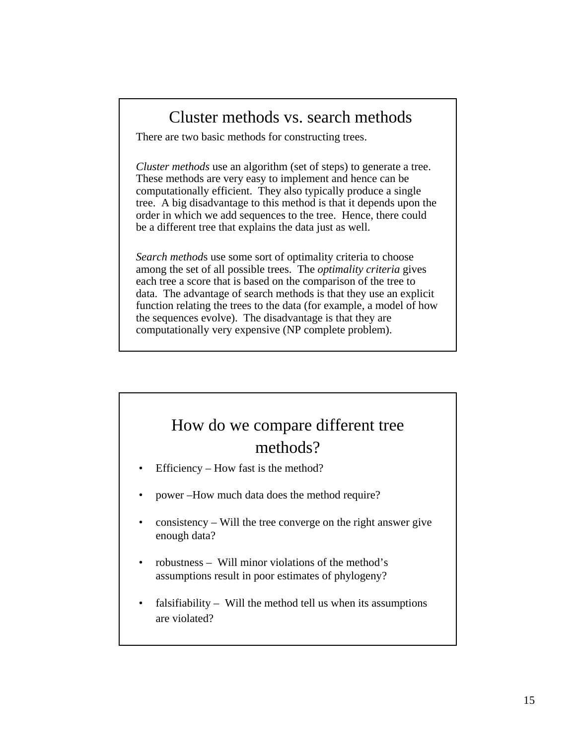## Cluster methods vs. search methods

There are two basic methods for constructing trees.

*Cluster methods* use an algorithm (set of steps) to generate a tree. These methods are very easy to implement and hence can be computationally efficient. They also typically produce a single tree. A big disadvantage to this method is that it depends upon the order in which we add sequences to the tree. Hence, there could be a different tree that explains the data just as well.

*Search method*s use some sort of optimality criteria to choose among the set of all possible trees. The *optimality criteria* gives each tree a score that is based on the comparison of the tree to data. The advantage of search methods is that they use an explicit function relating the trees to the data (for example, a model of how the sequences evolve). The disadvantage is that they are computationally very expensive (NP complete problem).

## How do we compare different tree methods?

- Efficiency – How fast is the method?
- power –How much data does the method require?
- consistency – Will the tree converge on the right answer give enough data?
- robustness – Will minor violations of the method's assumptions result in poor estimates of phylogeny?
- falsifiability – Will the method tell us when its assumptions are violated?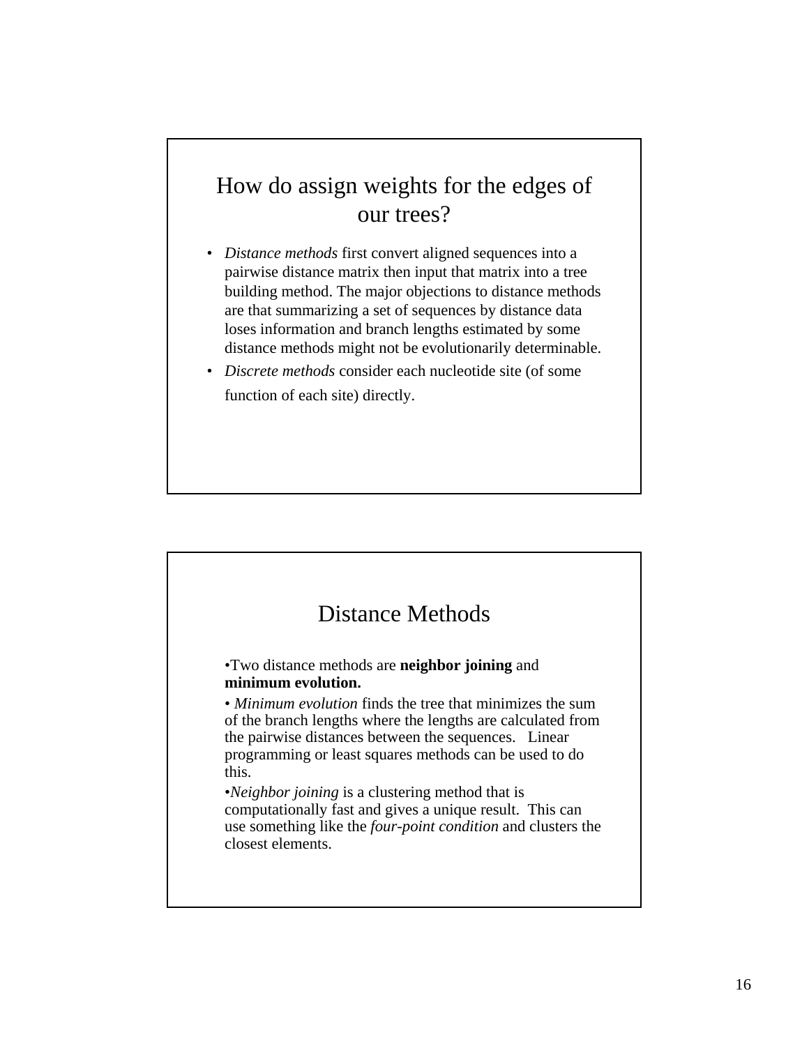## How do assign weights for the edges of our trees?

- *Distance methods* first convert aligned sequences into a pairwise distance matrix then input that matrix into a tree building method. The major objections to distance methods are that summarizing a set of sequences by distance data loses information and branch lengths estimated by some distance methods might not be evolutionarily determinable.
- *Discrete methods* consider each nucleotide site (of some function of each site) directly.

## Distance Methods

- Two distance methods are **neighbor joining** and **minimum evolution.**
- *Minimum evolution* finds the tree that minimizes the sum of the branch lengths where the lengths are calculated from the pairwise distances between the sequences. Linear programming or least squares methods can be used to do this.
- *Neighbor joining* is a clustering method that is computationally fast and gives a unique result. This can use something like the *four-point condition* and clusters the closest elements.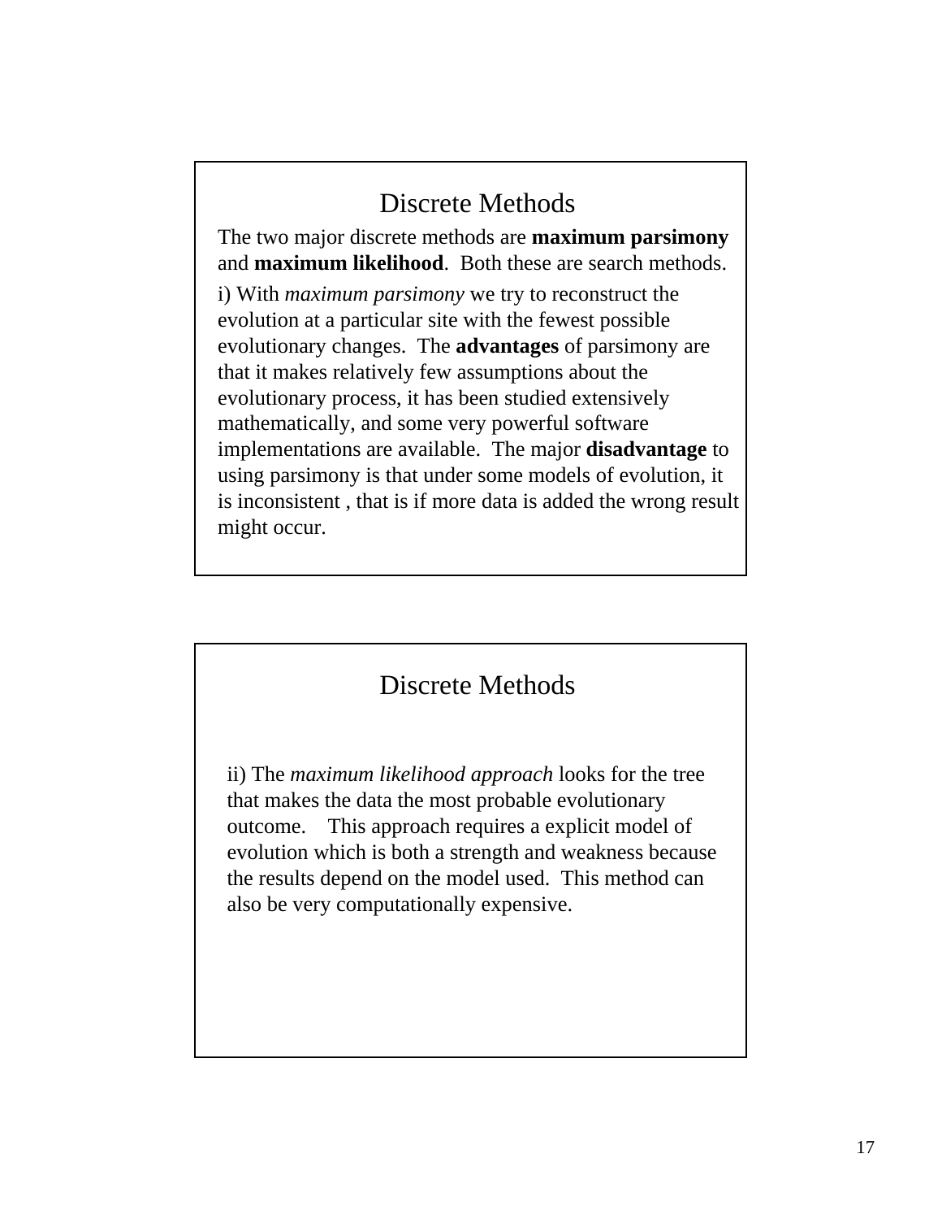## Discrete Methods

The two major discrete methods are **maximum parsimony** and **maximum likelihood**. Both these are search methods.

i) With *maximum parsimony* we try to reconstruct the evolution at a particular site with the fewest possible evolutionary changes. The **advantages** of parsimony are that it makes relatively few assumptions about the evolutionary process, it has been studied extensively mathematically, and some very powerful software implementations are available. The major **disadvantage** to using parsimony is that under some models of evolution, it is inconsistent , that is if more data is added the wrong result might occur.

## Discrete Methods

ii) The *maximum likelihood approach* looks for the tree that makes the data the most probable evolutionary outcome. This approach requires a explicit model of evolution which is both a strength and weakness because the results depend on the model used. This method can also be very computationally expensive.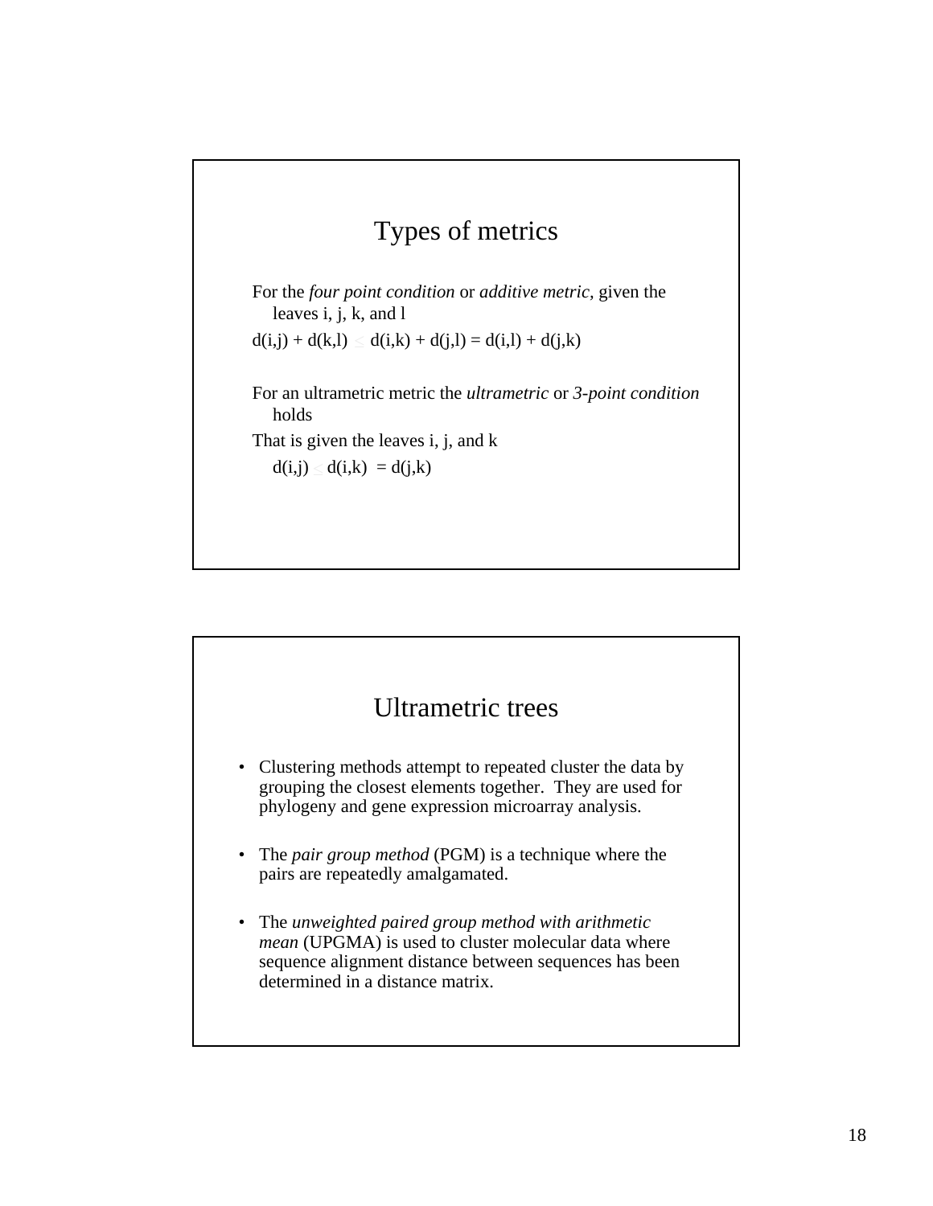## Types of metrics

For the *four point condition* or *additive metric,* given the leaves i, j, k, and l

$d(i,j) + d(k,l) \leq d(i,k) + d(j,l) = d(i,l) + d(j,k)$

For an ultrametric metric the *ultrametric* or *3-point condition* holds

That is given the leaves i, j, and k

$d(i,j) \leq d(i,k) = d(j,k)$

## Ultrametric trees

- Clustering methods attempt to repeated cluster the data by grouping the closest elements together. They are used for phylogeny and gene expression microarray analysis.
- The *pair group method* (PGM) is a technique where the pairs are repeatedly amalgamated.
- The *unweighted paired group method with arithmetic mean* (UPGMA) is used to cluster molecular data where sequence alignment distance between sequences has been determined in a distance matrix.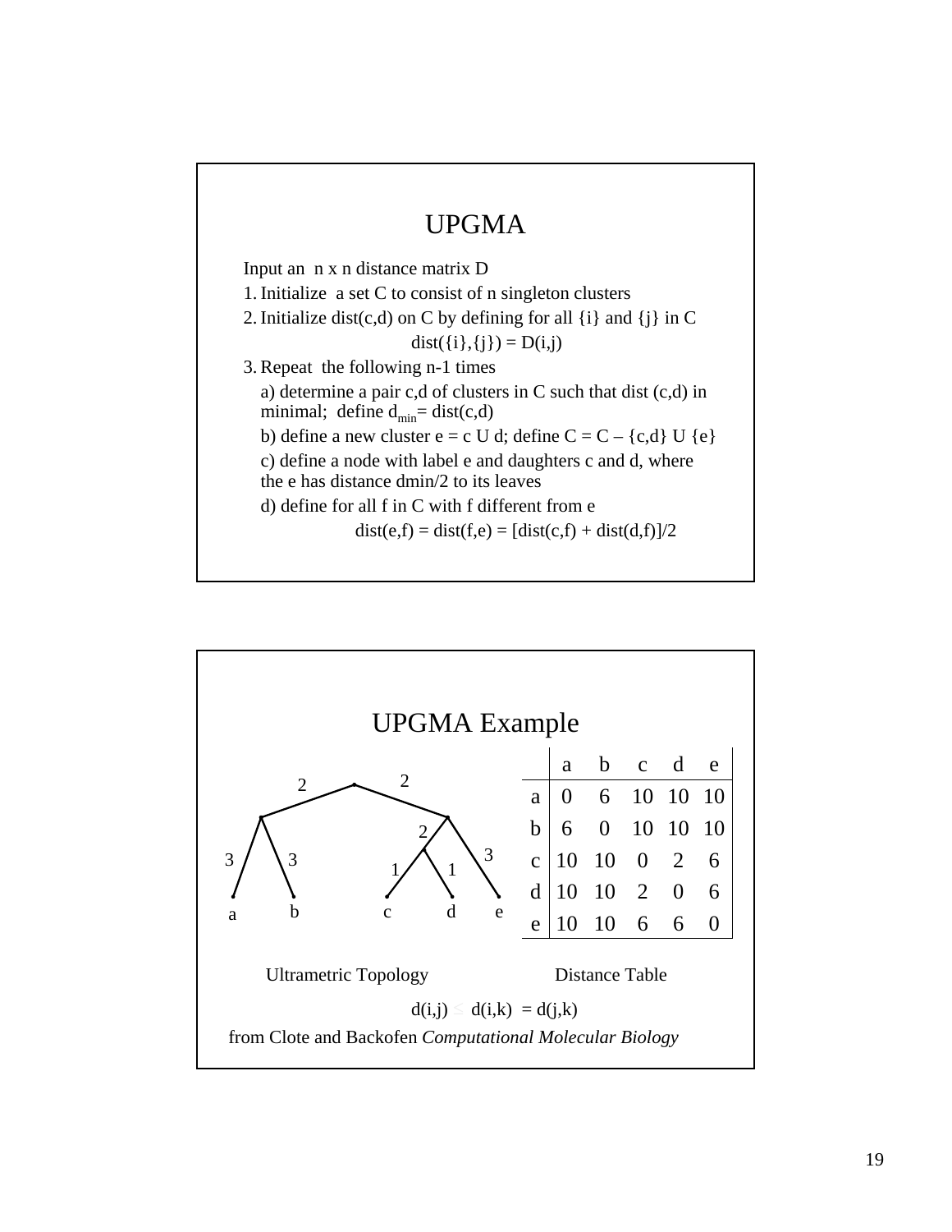## UPGMA

Input an n x n distance matrix D

1. Initialize a set C to consist of n singleton clusters
2. Initialize dist(c,d) on C by defining for all {i} and {j} in C

   dist({i},{j}) = D(i,j)

3. Repeat the following n-1 times

   a) determine a pair c,d of clusters in C such that dist (c,d) in minimal; define $d_{min}$= dist(c,d)

   b) define a new cluster e = c U d; define C = C – {c,d} U {e}

   c) define a node with label e and daughters c and d, where the e has distance dmin/2 to its leaves

   d) define for all f in C with f different from e

   dist(e,f) = dist(f,e) = [dist(c,f) + dist(d,f)]/2

## UPGMA Example

Ultrametric Topology

| | a | b | c | d | e |
|---|---|---|---|---|---|
| a | 0 | 6 | 10 | 10 | 10 |
| b | 6 | 0 | 10 | 10 | 10 |
| c | 10 | 10 | 0 | 2 | 6 |
| d | 10 | 10 | 2 | 0 | 6 |
| e | 10 | 10 | 6 | 6 | 0 |

Distance Table

d(i,j) ≤ d(i,k) = d(j,k)

from Clote and Backofen *Computational Molecular Biology*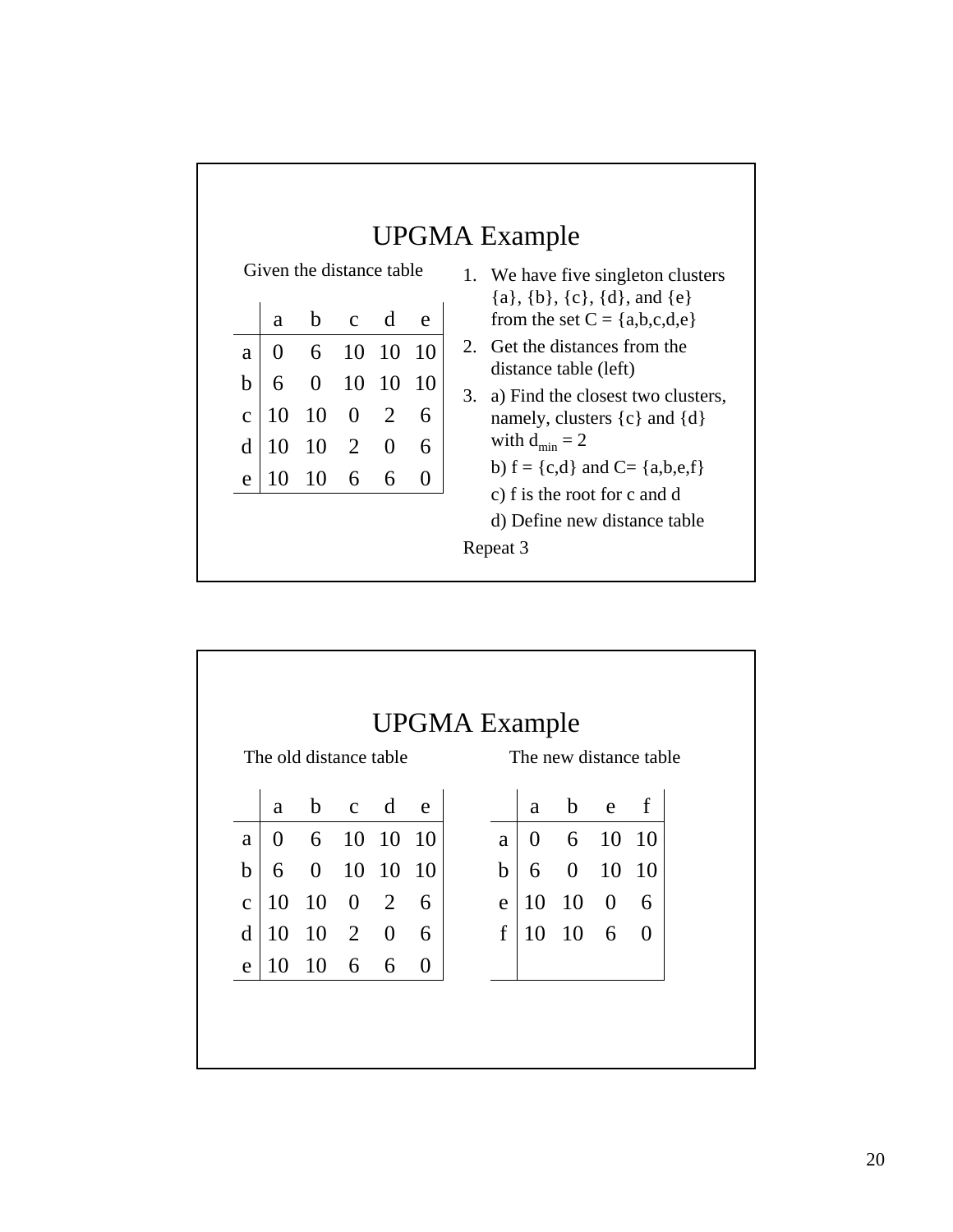## UPGMA Example

Given the distance table

| | a | b | c | d | e |
|---|---|---|---|---|---|
| a | 0 | 6 | 10 | 10 | 10 |
| b | 6 | 0 | 10 | 10 | 10 |
| c | 10 | 10 | 0 | 2 | 6 |
| d | 10 | 10 | 2 | 0 | 6 |
| e | 10 | 10 | 6 | 6 | 0 |

1. We have five singleton clusters {a}, {b}, {c}, {d}, and {e} from the set C = {a,b,c,d,e}
2. Get the distances from the distance table (left)
3. a) Find the closest two clusters, namely, clusters {c} and {d} with $d_{min} = 2$

   b) f = {c,d} and C= {a,b,e,f}

   c) f is the root for c and d

   d) Define new distance table

Repeat 3

## UPGMA Example

The old distance table

| | a | b | c | d | e |
|---|---|---|---|---|---|
| a | 0 | 6 | 10 | 10 | 10 |
| b | 6 | 0 | 10 | 10 | 10 |
| c | 10 | 10 | 0 | 2 | 6 |
| d | 10 | 10 | 2 | 0 | 6 |
| e | 10 | 10 | 6 | 6 | 0 |

The new distance table

| | a | b | e | f |
|---|---|---|---|---|
| a | 0 | 6 | 10 | 10 |
| b | 6 | 0 | 10 | 10 |
| e | 10 | 10 | 0 | 6 |
| f | 10 | 10 | 6 | 0 |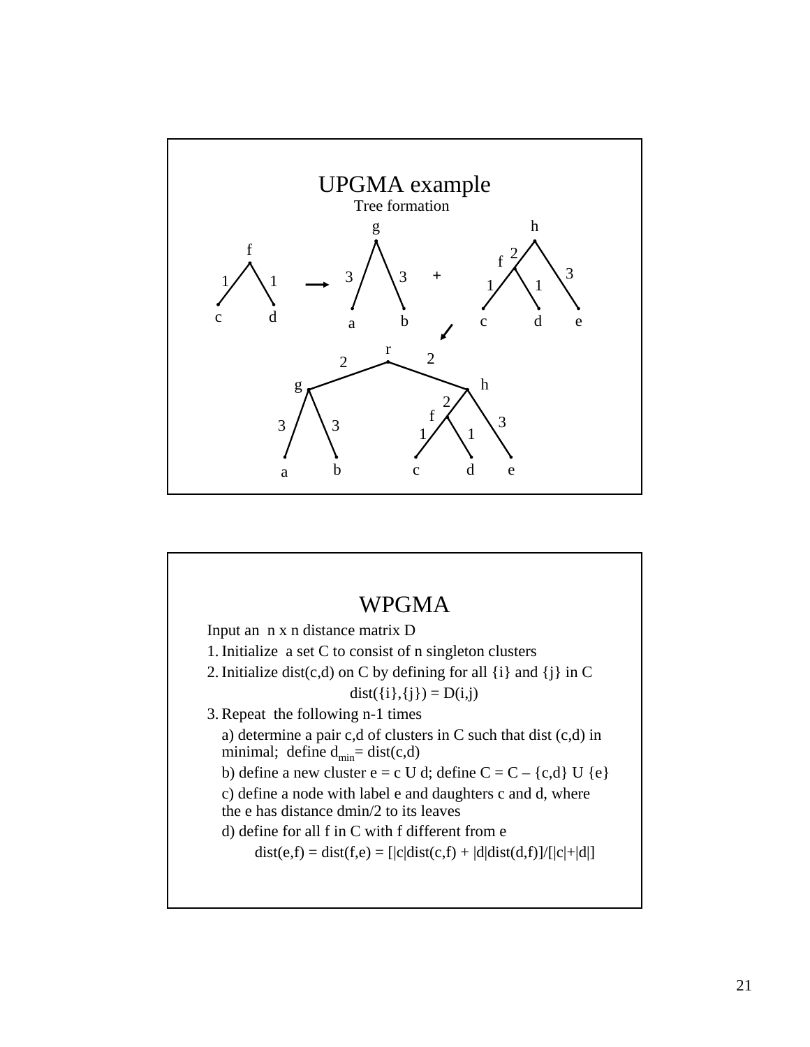# UPGMA example

Tree formation

# WPGMA

Input an n x n distance matrix D

1. Initialize a set C to consist of n singleton clusters
2. Initialize dist(c,d) on C by defining for all {i} and {j} in C

   dist({i},{j}) = D(i,j)

3. Repeat the following n-1 times

   a) determine a pair c,d of clusters in C such that dist (c,d) in minimal; define $d_{min}$= dist(c,d)

   b) define a new cluster e = c U d; define C = C – {c,d} U {e}

   c) define a node with label e and daughters c and d, where the e has distance dmin/2 to its leaves

   d) define for all f in C with f different from e

   dist(e,f) = dist(f,e) = [|c|dist(c,f) + |d|dist(d,f)]/[|c|+|d|]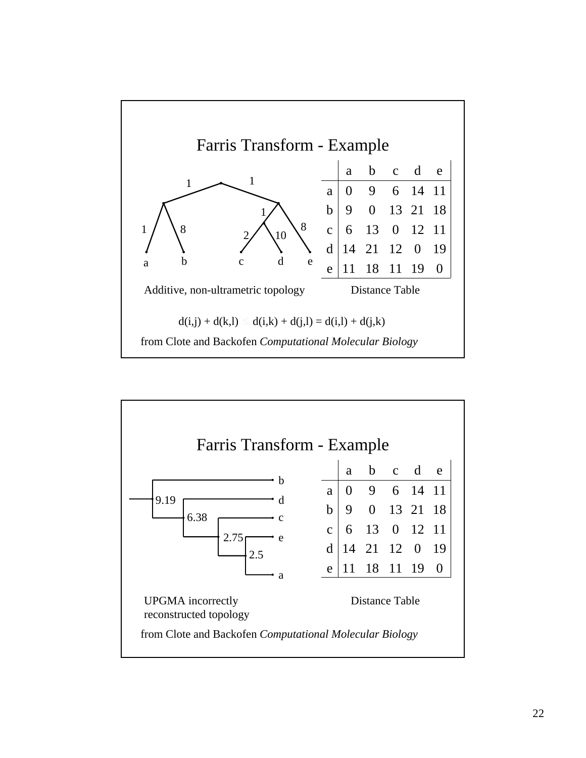## Farris Transform - Example

|   | a | b | c | d | e |
|---|---|---|---|---|---|
| a | 0 | 9 | 6 | 14 | 11 |
| b | 9 | 0 | 13 | 21 | 18 |
| c | 6 | 13 | 0 | 12 | 11 |
| d | 14 | 21 | 12 | 0 | 19 |
| e | 11 | 18 | 11 | 19 | 0 |

Additive, non-ultrametric topology

Distance Table

$$d(i,j) + d(k,l) \leq d(i,k) + d(j,l) = d(i,l) + d(j,k)$$

from Clote and Backofen *Computational Molecular Biology*

## Farris Transform - Example

|   | a | b | c | d | e |
|---|---|---|---|---|---|
| a | 0 | 9 | 6 | 14 | 11 |
| b | 9 | 0 | 13 | 21 | 18 |
| c | 6 | 13 | 0 | 12 | 11 |
| d | 14 | 21 | 12 | 0 | 19 |
| e | 11 | 18 | 11 | 19 | 0 |

UPGMA incorrectly reconstructed topology

Distance Table

from Clote and Backofen *Computational Molecular Biology*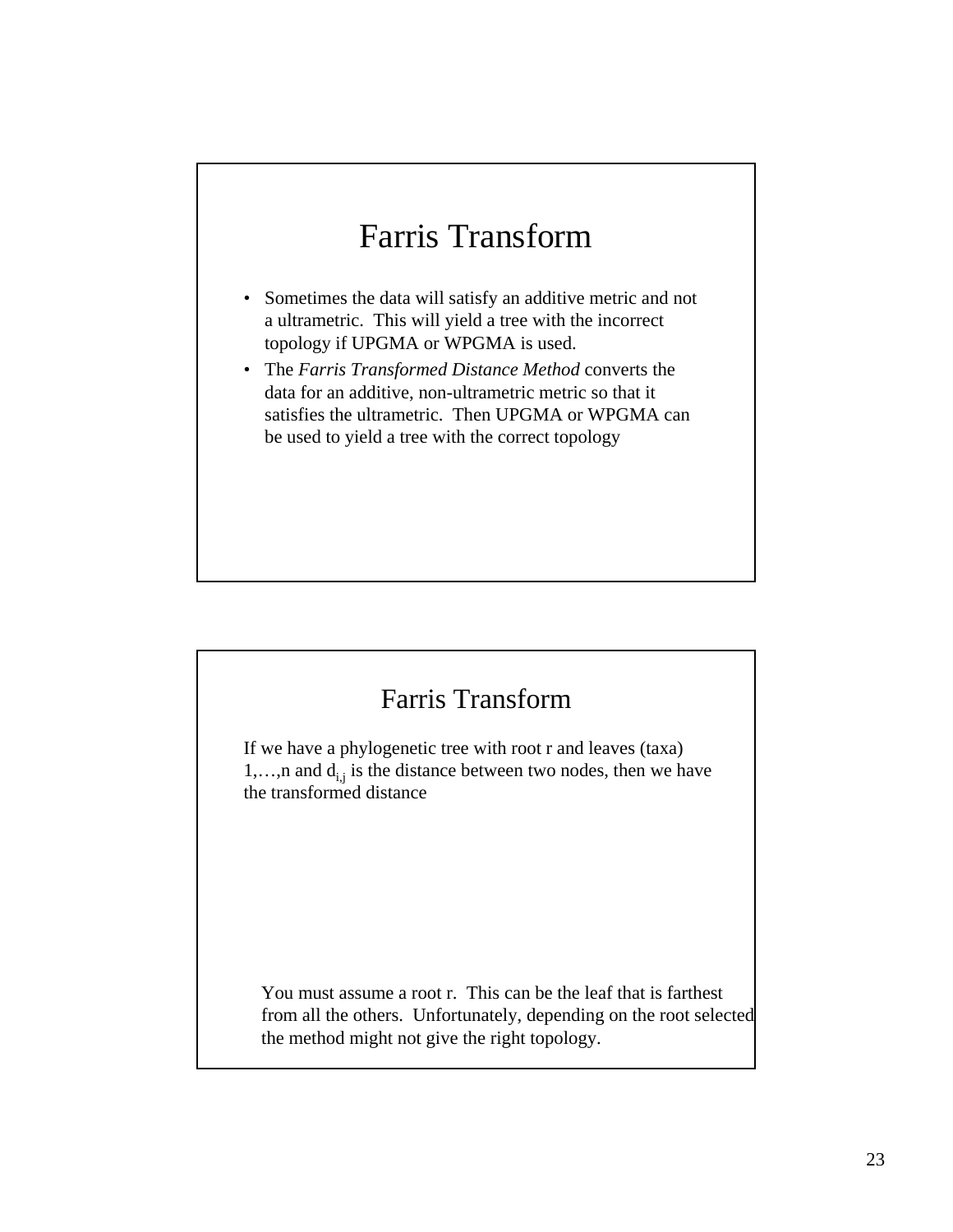## Farris Transform

- Sometimes the data will satisfy an additive metric and not a ultrametric. This will yield a tree with the incorrect topology if UPGMA or WPGMA is used.
- The *Farris Transformed Distance Method* converts the data for an additive, non-ultrametric metric so that it satisfies the ultrametric. Then UPGMA or WPGMA can be used to yield a tree with the correct topology

## Farris Transform

If we have a phylogenetic tree with root r and leaves (taxa) 1,…,n and $d_{i,j}$ is the distance between two nodes, then we have the transformed distance

You must assume a root r. This can be the leaf that is farthest from all the others. Unfortunately, depending on the root selected the method might not give the right topology.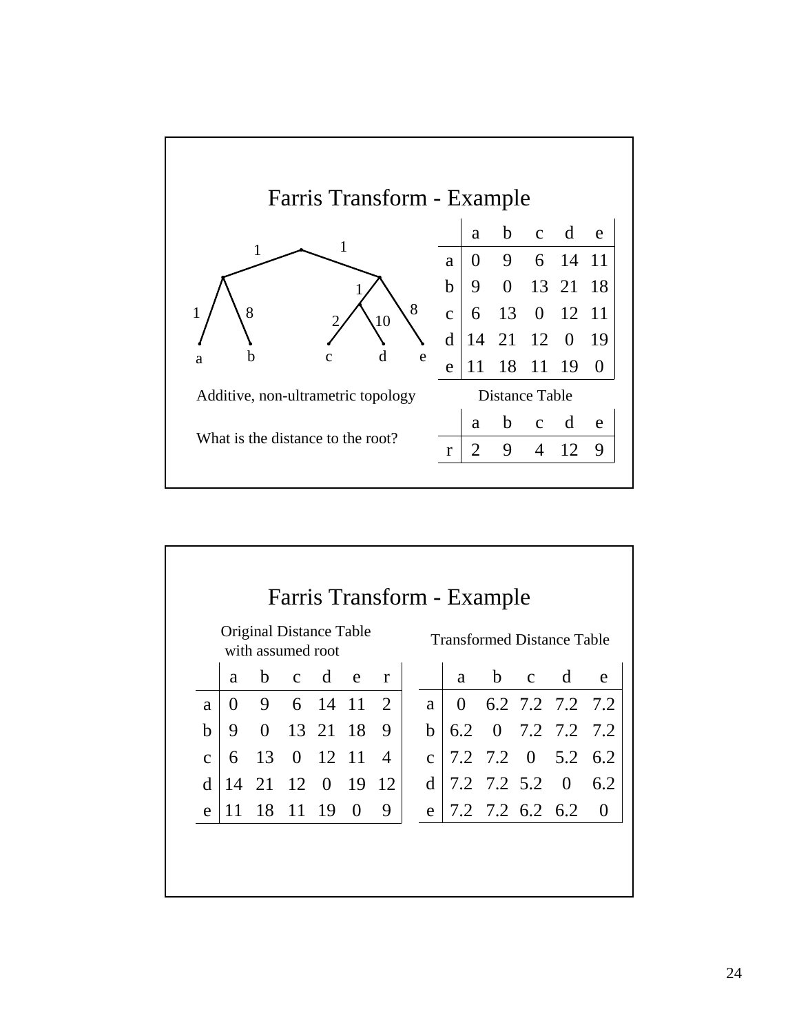## Farris Transform - Example

1 1 1 8 1 2 10 8

a b c d e

Additive, non-ultrametric topology

What is the distance to the root?

Distance Table

| | a | b | c | d | e |
|---|---|---|---|---|---|
| a | 0 | 9 | 6 | 14 | 11 |
| b | 9 | 0 | 13 | 21 | 18 |
| c | 6 | 13 | 0 | 12 | 11 |
| d | 14 | 21 | 12 | 0 | 19 |
| e | 11 | 18 | 11 | 19 | 0 |

| | a | b | c | d | e |
|---|---|---|---|---|---|
| r | 2 | 9 | 4 | 12 | 9 |

## Farris Transform - Example

Original Distance Table with assumed root

| | a | b | c | d | e | r |
|---|---|---|---|---|---|---|
| a | 0 | 9 | 6 | 14 | 11 | 2 |
| b | 9 | 0 | 13 | 21 | 18 | 9 |
| c | 6 | 13 | 0 | 12 | 11 | 4 |
| d | 14 | 21 | 12 | 0 | 19 | 12 |
| e | 11 | 18 | 11 | 19 | 0 | 9 |

Transformed Distance Table

| | a | b | c | d | e |
|---|---|---|---|---|---|
| a | 0 | 6.2 | 7.2 | 7.2 | 7.2 |
| b | 6.2 | 0 | 7.2 | 7.2 | 7.2 |
| c | 7.2 | 7.2 | 0 | 5.2 | 6.2 |
| d | 7.2 | 7.2 | 5.2 | 0 | 6.2 |
| e | 7.2 | 7.2 | 6.2 | 6.2 | 0 |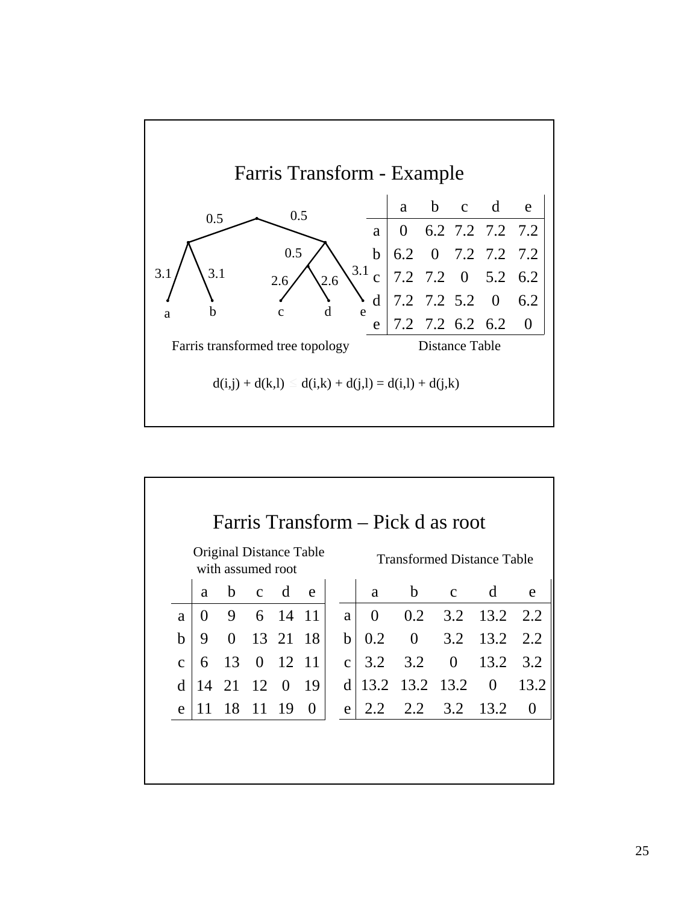# Farris Transform - Example

Farris transformed tree topology

|   | a | b | c | d | e |
|---|---|---|---|---|---|
| a | 0 | 6.2 | 7.2 | 7.2 | 7.2 |
| b | 6.2 | 0 | 7.2 | 7.2 | 7.2 |
| c | 7.2 | 7.2 | 0 | 5.2 | 6.2 |
| d | 7.2 | 7.2 | 5.2 | 0 | 6.2 |
| e | 7.2 | 7.2 | 6.2 | 6.2 | 0 |

Distance Table

$$d(i,j) + d(k,l) \leq d(i,k) + d(j,l) = d(i,l) + d(j,k)$$

# Farris Transform – Pick d as root

Original Distance Table with assumed root

|   | a | b | c | d | e |
|---|---|---|---|---|---|
| a | 0 | 9 | 6 | 14 | 11 |
| b | 9 | 0 | 13 | 21 | 18 |
| c | 6 | 13 | 0 | 12 | 11 |
| d | 14 | 21 | 12 | 0 | 19 |
| e | 11 | 18 | 11 | 19 | 0 |

Transformed Distance Table

|   | a | b | c | d | e |
|---|---|---|---|---|---|
| a | 0 | 0.2 | 3.2 | 13.2 | 2.2 |
| b | 0.2 | 0 | 3.2 | 13.2 | 2.2 |
| c | 3.2 | 3.2 | 0 | 13.2 | 3.2 |
| d | 13.2 | 13.2 | 13.2 | 0 | 13.2 |
| e | 2.2 | 2.2 | 3.2 | 13.2 | 0 |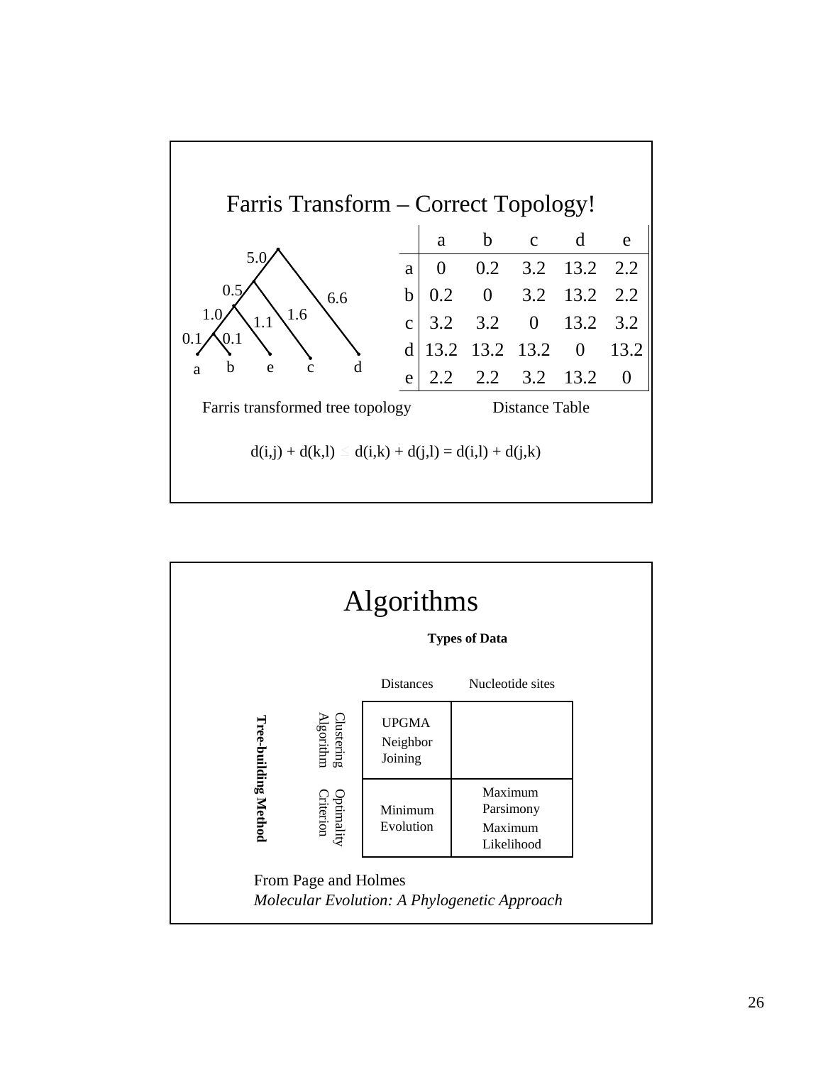## Farris Transform – Correct Topology!

Tree diagram with branch lengths: 5.0, 0.5, 6.6, 1.0, 1.1, 1.6, 0.1, 0.1; leaves: a, b, e, c, d

Farris transformed tree topology

|   | a | b | c | d | e |
|---|---|---|---|---|---|
| a | 0 | 0.2 | 3.2 | 13.2 | 2.2 |
| b | 0.2 | 0 | 3.2 | 13.2 | 2.2 |
| c | 3.2 | 3.2 | 0 | 13.2 | 3.2 |
| d | 13.2 | 13.2 | 13.2 | 0 | 13.2 |
| e | 2.2 | 2.2 | 3.2 | 13.2 | 0 |

Distance Table

$$d(i,j) + d(k,l) \leq d(i,k) + d(j,l) = d(i,l) + d(j,k)$$

## Algorithms

**Types of Data**

| **Tree-building Method** | | Distances | Nucleotide sites |
|---|---|---|---|
| | Clustering Algorithm | UPGMA<br>Neighbor Joining | |
| | Optimality Criterion | Minimum Evolution | Maximum Parsimony<br>Maximum Likelihood |

From Page and Holmes
*Molecular Evolution: A Phylogenetic Approach*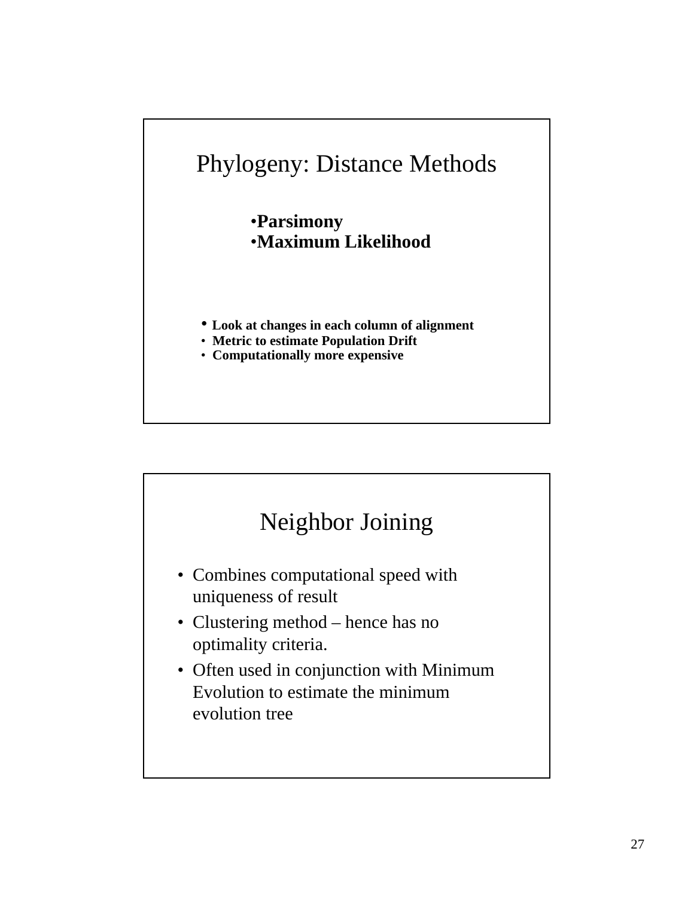## Phylogeny: Distance Methods

- **Parsimony**
- **Maximum Likelihood**

- **Look at changes in each column of alignment**
- **Metric to estimate Population Drift**
- **Computationally more expensive**

## Neighbor Joining

- Combines computational speed with uniqueness of result
- Clustering method – hence has no optimality criteria.
- Often used in conjunction with Minimum Evolution to estimate the minimum evolution tree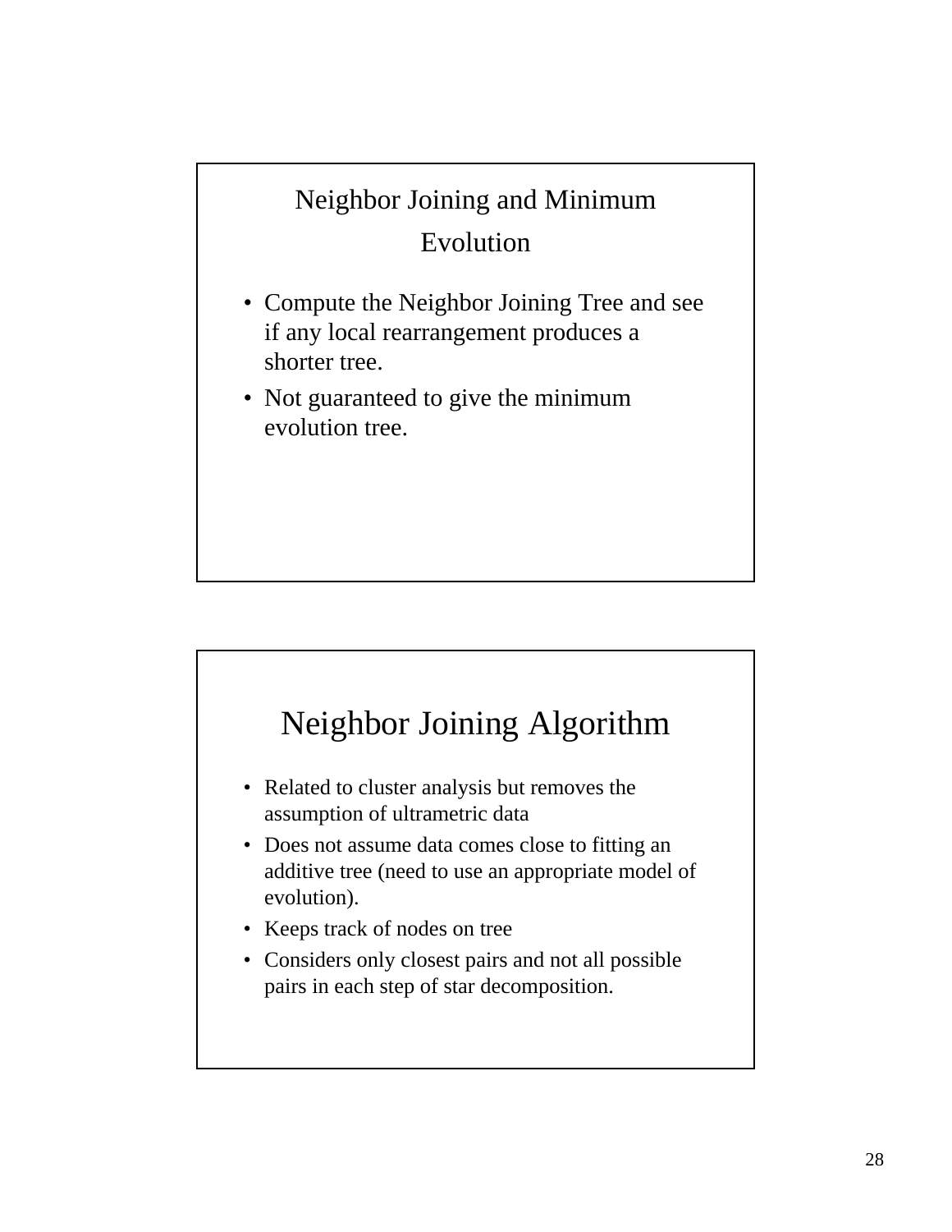## Neighbor Joining and Minimum Evolution

- Compute the Neighbor Joining Tree and see if any local rearrangement produces a shorter tree.
- Not guaranteed to give the minimum evolution tree.

## Neighbor Joining Algorithm

- Related to cluster analysis but removes the assumption of ultrametric data
- Does not assume data comes close to fitting an additive tree (need to use an appropriate model of evolution).
- Keeps track of nodes on tree
- Considers only closest pairs and not all possible pairs in each step of star decomposition.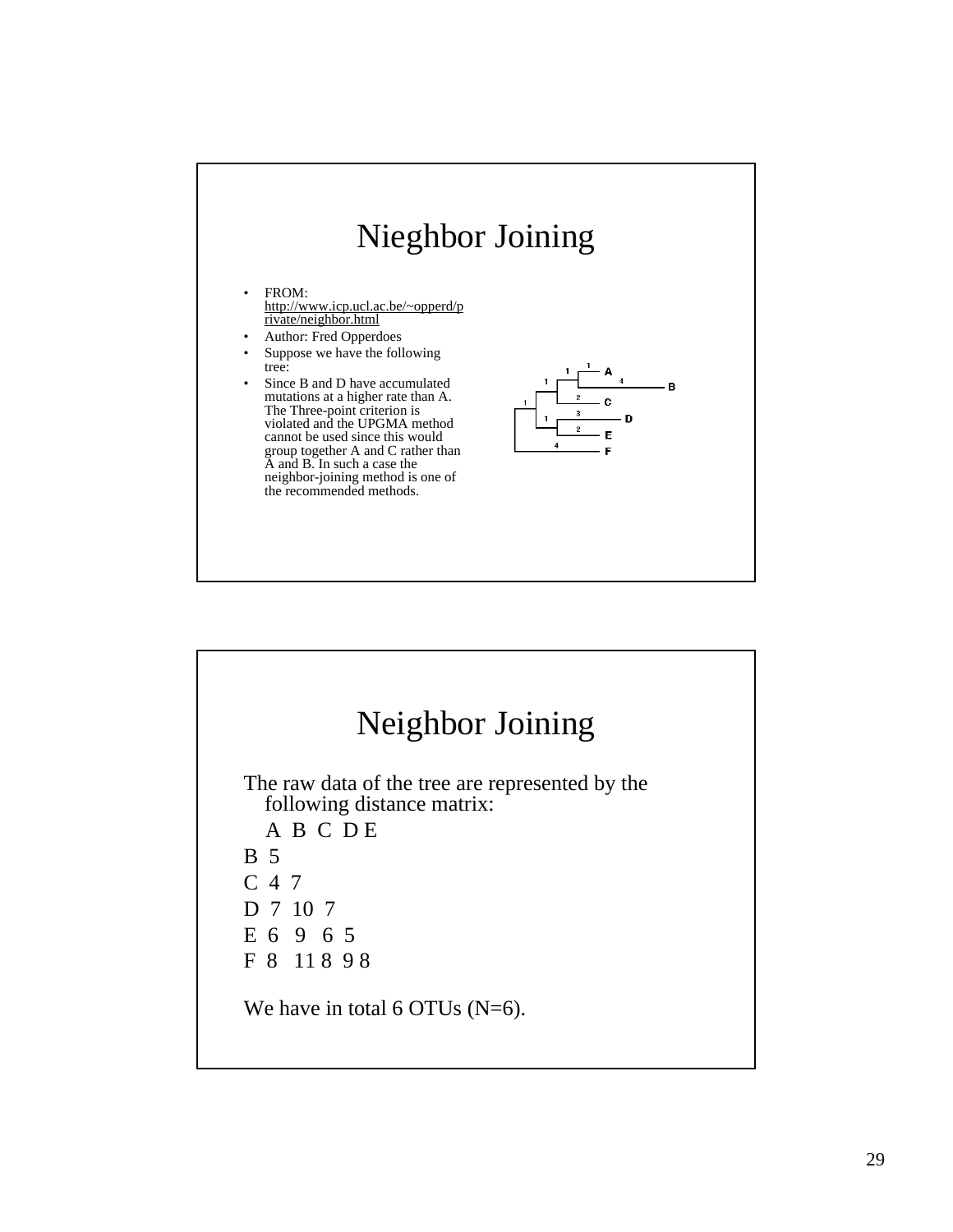# Nieghbor Joining

- FROM: http://www.icp.ucl.ac.be/~opperd/private/neighbor.html
- Author: Fred Opperdoes
- Suppose we have the following tree:
- Since B and D have accumulated mutations at a higher rate than A. The Three-point criterion is violated and the UPGMA method cannot be used since this would group together A and C rather than A and B. In such a case the neighbor-joining method is one of the recommended methods.

# Neighbor Joining

The raw data of the tree are represented by the following distance matrix:

|   | A | B | C | D | E |
|---|---|---|---|---|---|
| B | 5 | | | | |
| C | 4 | 7 | | | |
| D | 7 | 10 | 7 | | |
| E | 6 | 9 | 6 | 5 | |
| F | 8 | 11 | 8 | 9 | 8 |

We have in total 6 OTUs (N=6).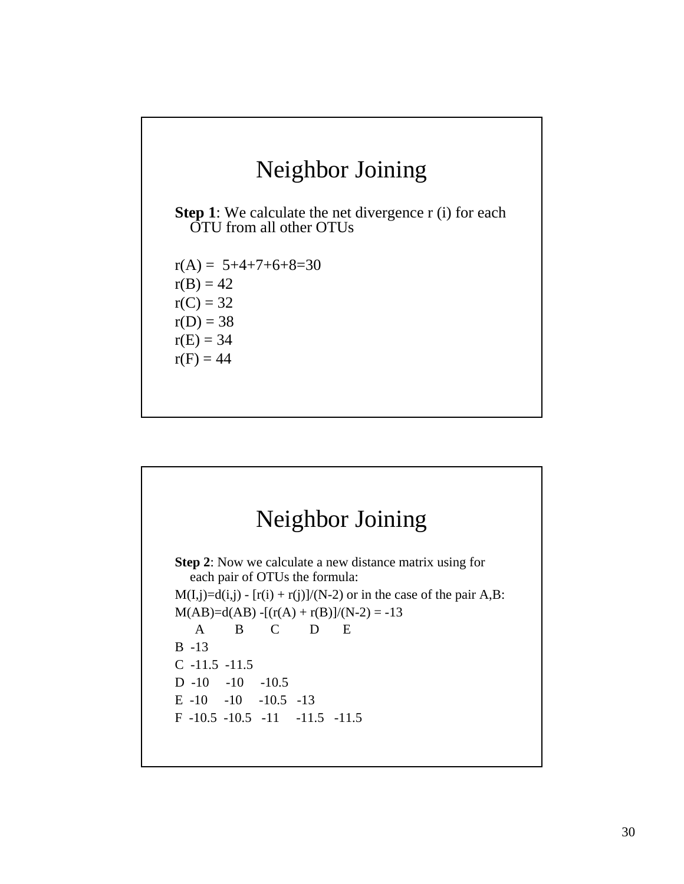# Neighbor Joining

**Step 1**: We calculate the net divergence r (i) for each OTU from all other OTUs

r(A) = 5+4+7+6+8=30
r(B) = 42
r(C) = 32
r(D) = 38
r(E) = 34
r(F) = 44

# Neighbor Joining

**Step 2**: Now we calculate a new distance matrix using for each pair of OTUs the formula:

M(I,j)=d(i,j) - [r(i) + r(j)]/(N-2) or in the case of the pair A,B:

M(AB)=d(AB) -[(r(A) + r(B)]/(N-2) = -13

| | A | B | C | D | E |
|---|---|---|---|---|---|
| B | -13 | | | | |
| C | -11.5 | -11.5 | | | |
| D | -10 | -10 | -10.5 | | |
| E | -10 | -10 | -10.5 | -13 | |
| F | -10.5 | -10.5 | -11 | -11.5 | -11.5 |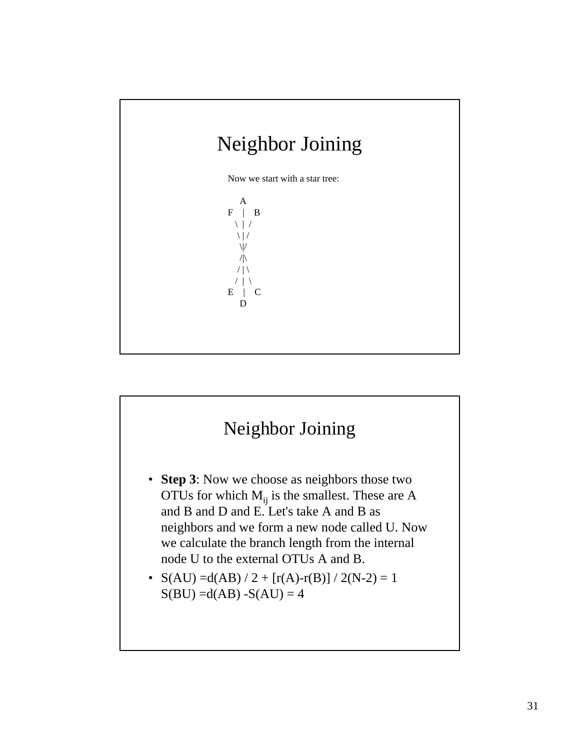# Neighbor Joining

Now we start with a star tree:

```
     A
F    |    B
  \  |  /
   \ | /
    \|/
    /|\
   / | \
  /  |  \
E    |    C
     D
```

# Neighbor Joining

- **Step 3**: Now we choose as neighbors those two OTUs for which $M_{ij}$ is the smallest. These are A and B and D and E. Let's take A and B as neighbors and we form a new node called U. Now we calculate the branch length from the internal node U to the external OTUs A and B.
- S(AU) =d(AB) / 2 + [r(A)-r(B)] / 2(N-2) = 1
  S(BU) =d(AB) -S(AU) = 4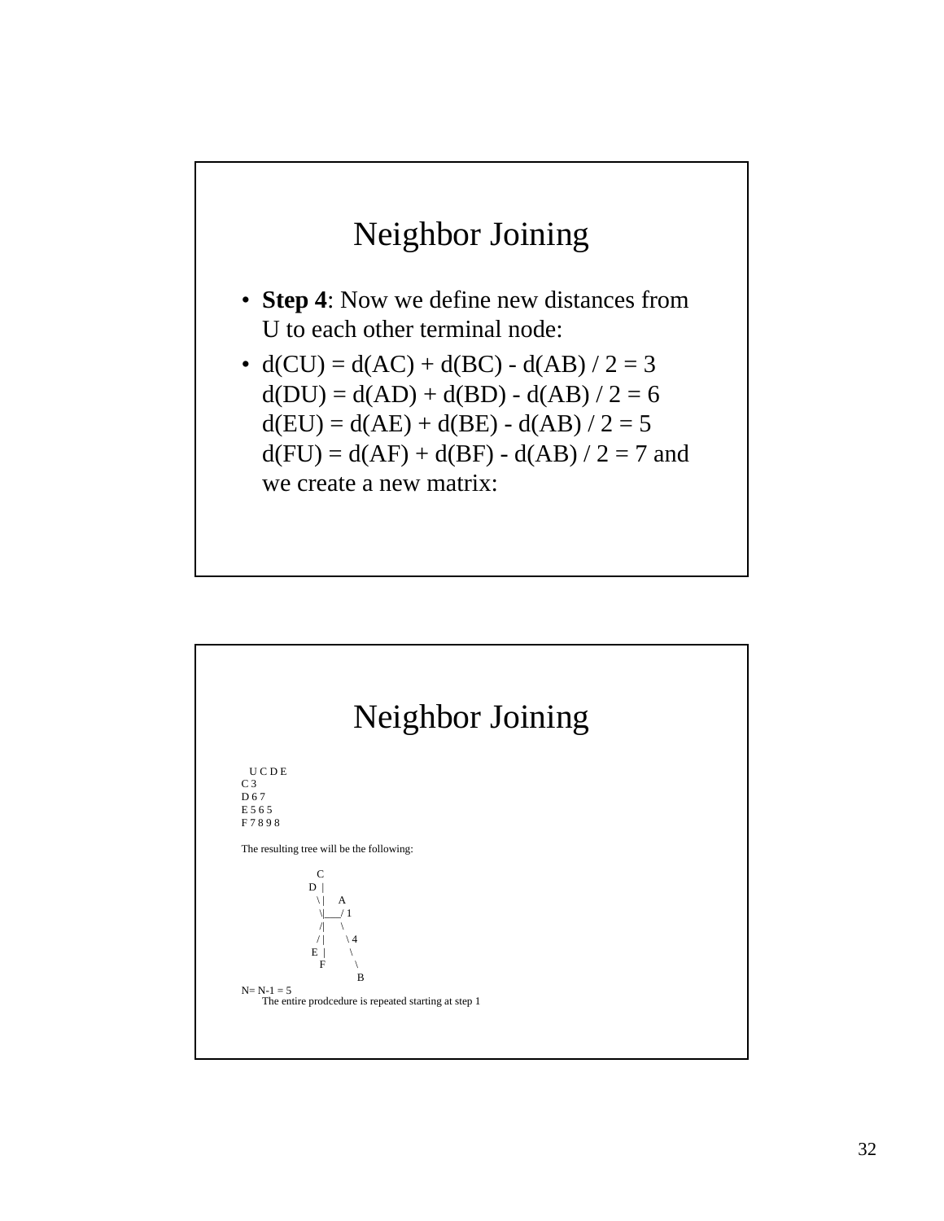# Neighbor Joining

- **Step 4**: Now we define new distances from U to each other terminal node:
- d(CU) = d(AC) + d(BC) - d(AB) / 2 = 3
  d(DU) = d(AD) + d(BD) - d(AB) / 2 = 6
  d(EU) = d(AE) + d(BE) - d(AB) / 2 = 5
  d(FU) = d(AF) + d(BF) - d(AB) / 2 = 7 and we create a new matrix:

# Neighbor Joining

```
  U C D E
C 3
D 6 7
E 5 6 5
F 7 8 9 8
```

The resulting tree will be the following:

```
       C
     D  |
        \ |    A
         \|___/ 1
         /|     \
        / |      \ 4
      E  |        \
        F          \
                    B
```

N= N-1 = 5

The entire prodcedure is repeated starting at step 1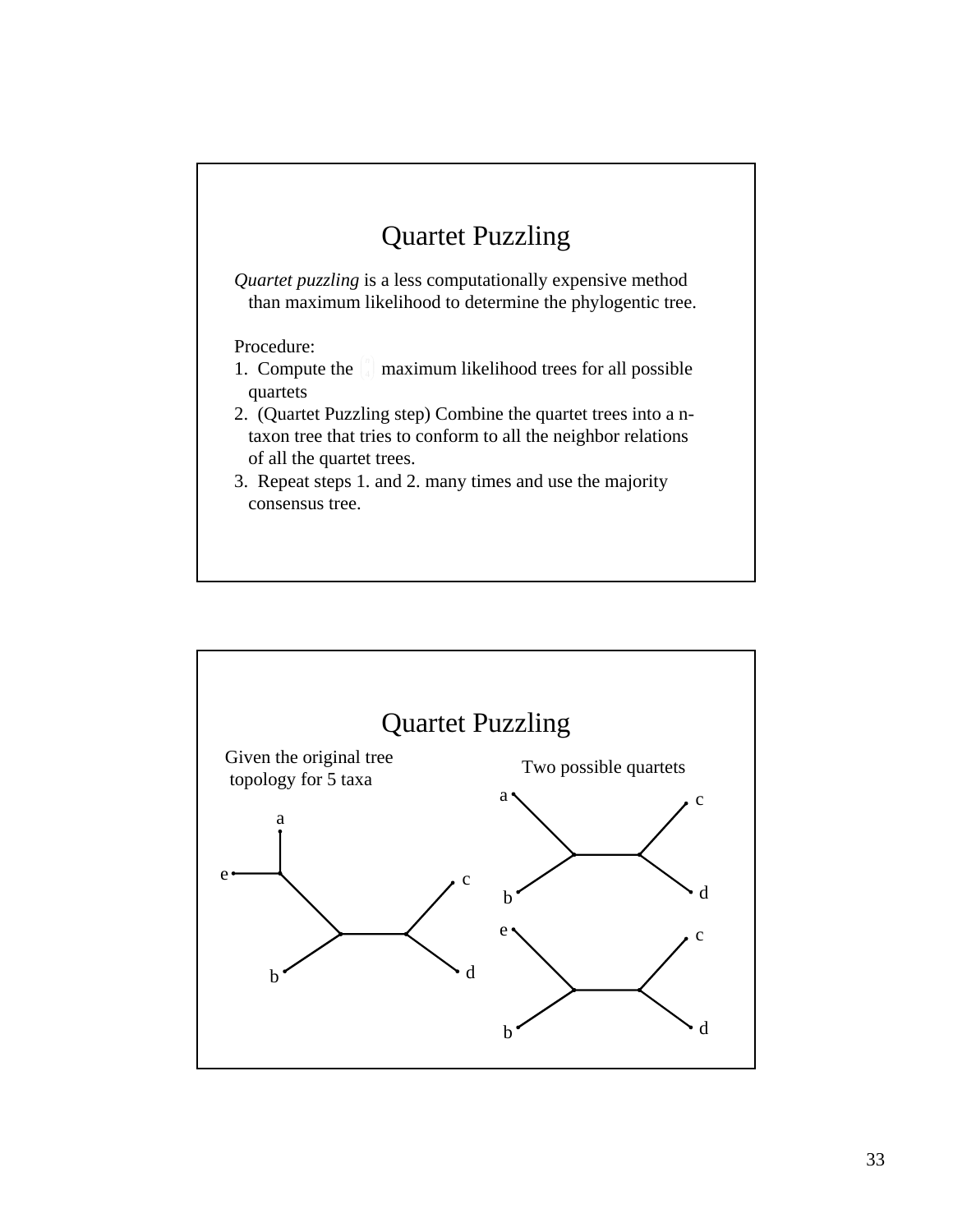# Quartet Puzzling

*Quartet puzzling* is a less computationally expensive method than maximum likelihood to determine the phylogentic tree.

Procedure:

1. Compute the $\binom{n}{4}$ maximum likelihood trees for all possible quartets
2. (Quartet Puzzling step) Combine the quartet trees into a n-taxon tree that tries to conform to all the neighbor relations of all the quartet trees.
3. Repeat steps 1. and 2. many times and use the majority consensus tree.

# Quartet Puzzling

Given the original tree topology for 5 taxa

Two possible quartets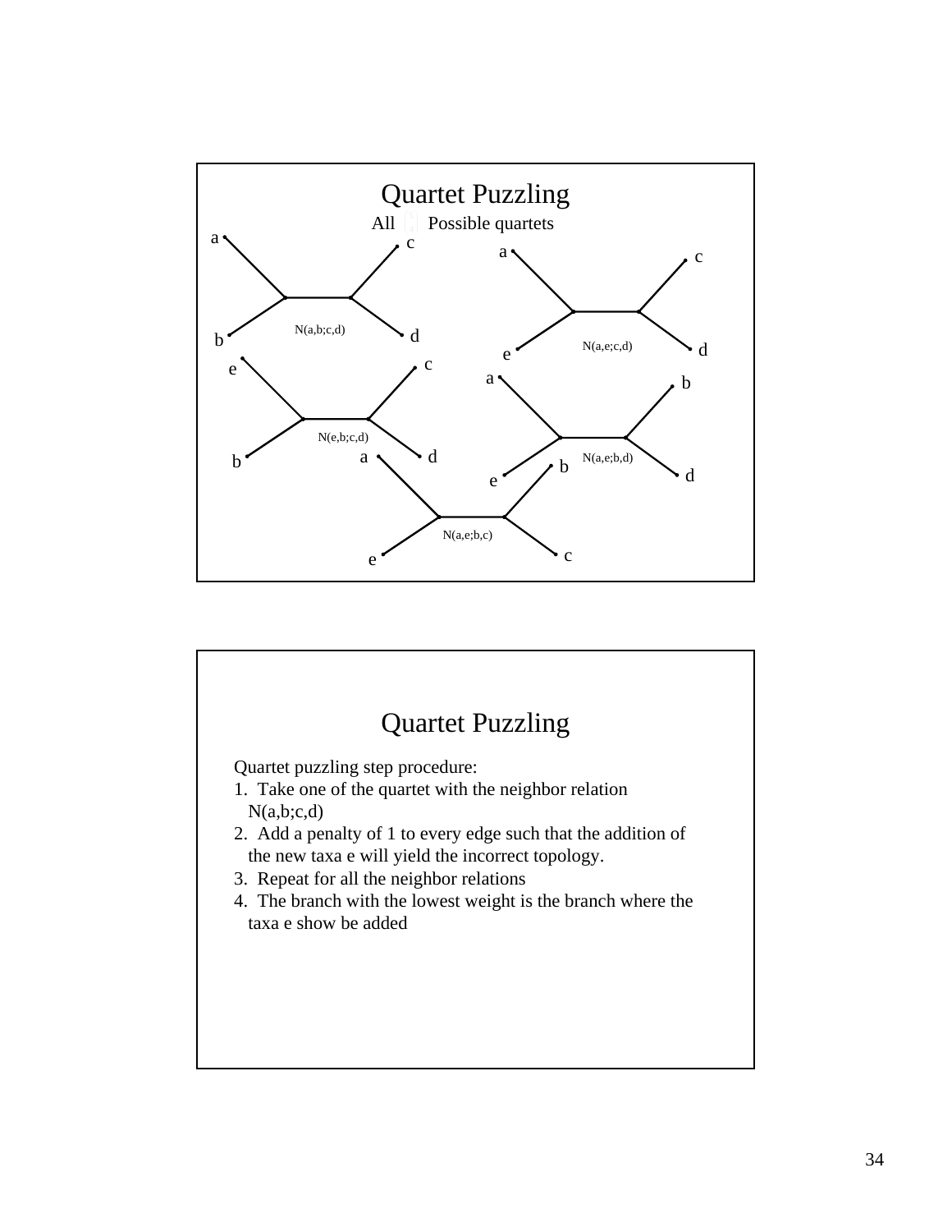# Quartet Puzzling

All Possible quartets

N(a,b;c,d)

N(a,e;c,d)

N(e,b;c,d)

N(a,e;b,d)

N(a,e;b,c)

# Quartet Puzzling

Quartet puzzling step procedure:

1. Take one of the quartet with the neighbor relation N(a,b;c,d)
2. Add a penalty of 1 to every edge such that the addition of the new taxa e will yield the incorrect topology.
3. Repeat for all the neighbor relations
4. The branch with the lowest weight is the branch where the taxa e show be added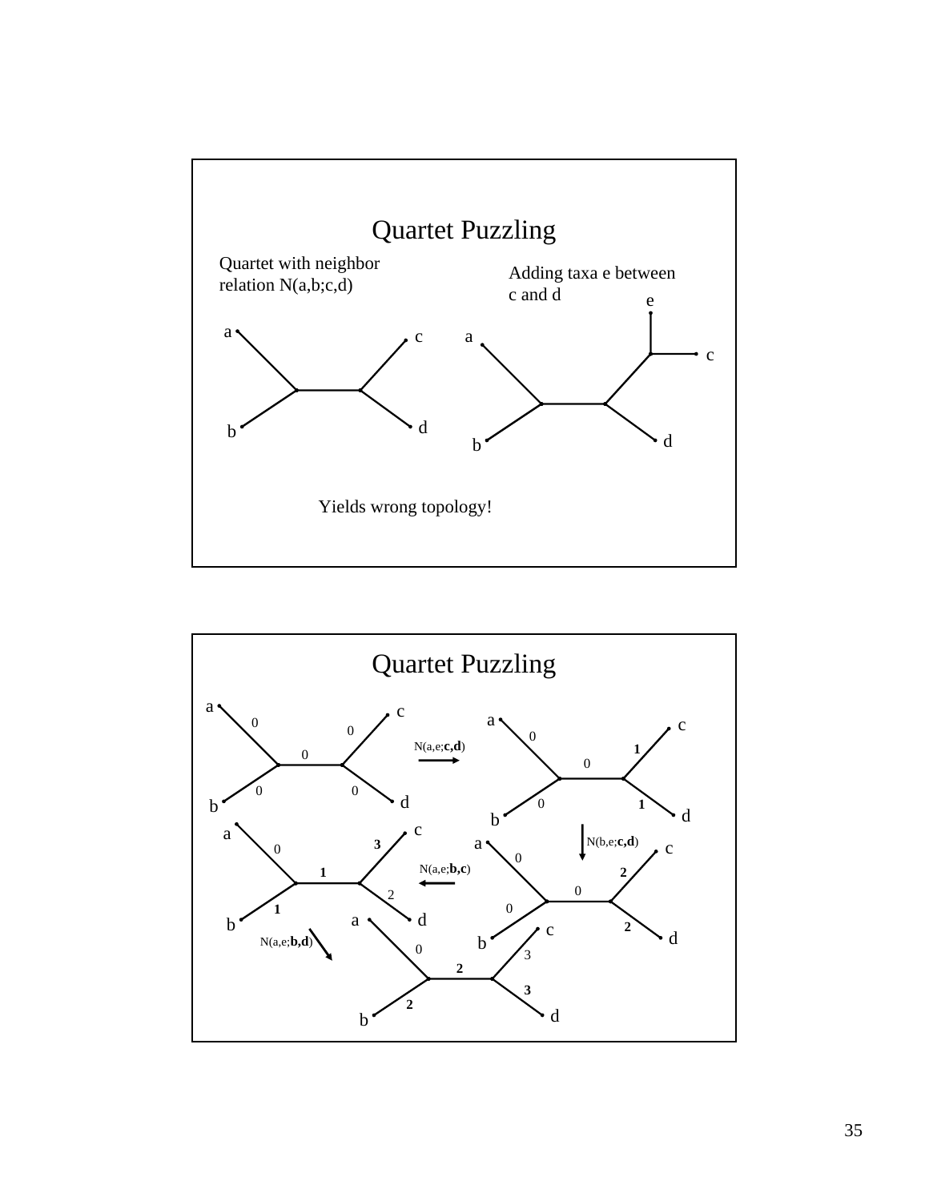## Quartet Puzzling

Quartet with neighbor relation N(a,b;c,d)

Adding taxa e between c and d

Yields wrong topology!

## Quartet Puzzling

N(a,e;**c,d**)

N(b,e;**c,d**)

N(a,e;**b,c**)

N(a,e;**b,d**)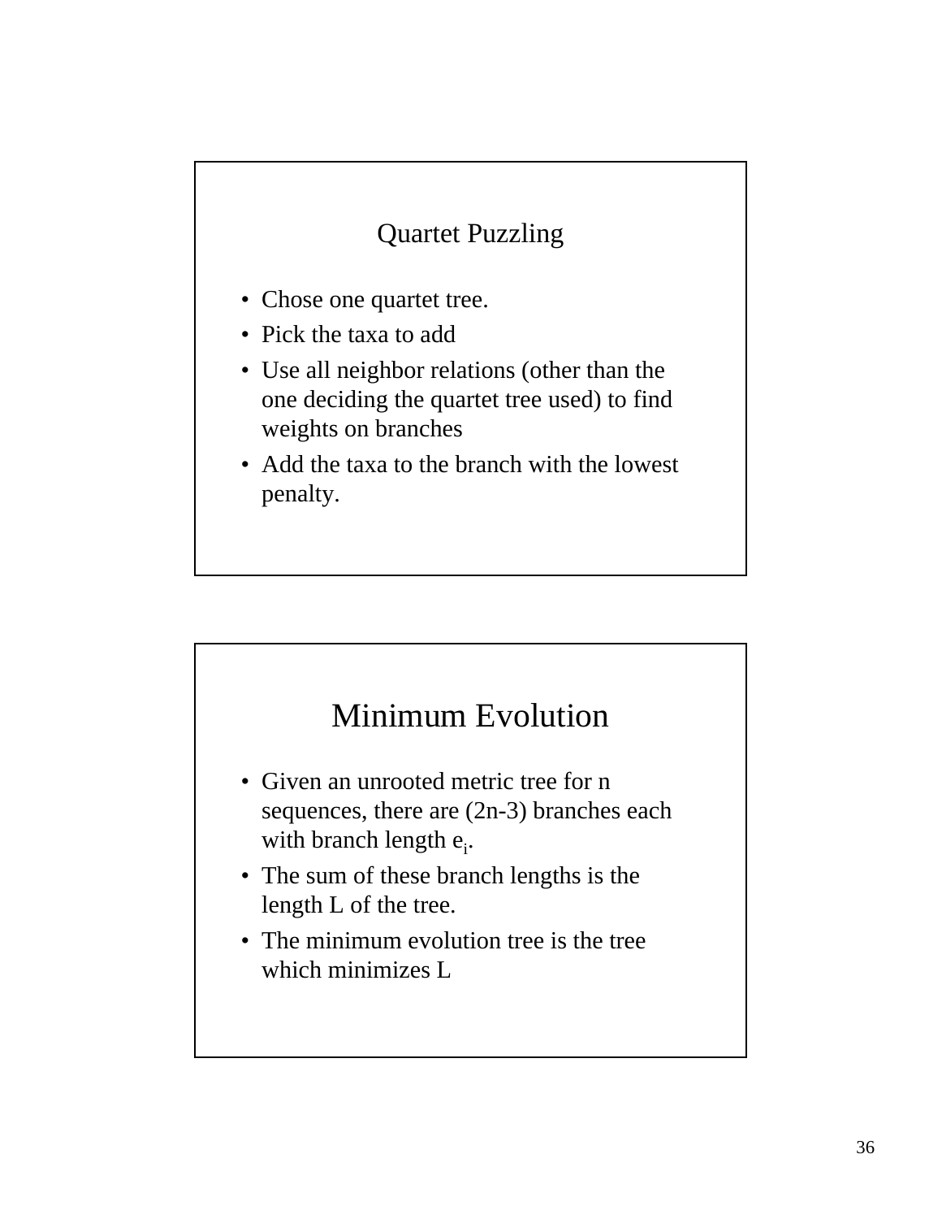## Quartet Puzzling

- Chose one quartet tree.
- Pick the taxa to add
- Use all neighbor relations (other than the one deciding the quartet tree used) to find weights on branches
- Add the taxa to the branch with the lowest penalty.

## Minimum Evolution

- Given an unrooted metric tree for n sequences, there are (2n-3) branches each with branch length $e_i$.
- The sum of these branch lengths is the length L of the tree.
- The minimum evolution tree is the tree which minimizes L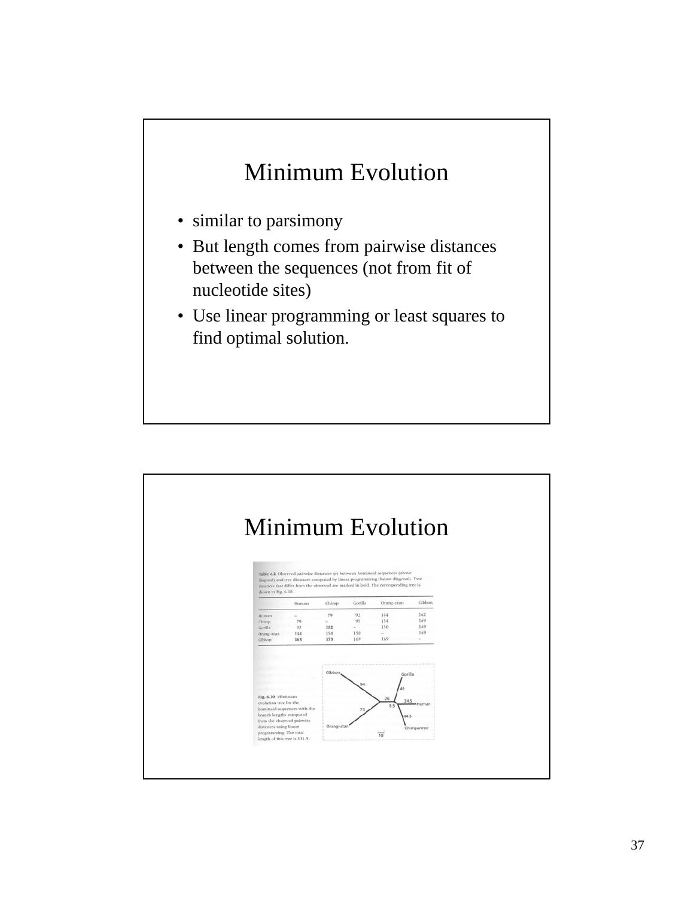# Minimum Evolution

- similar to parsimony
- But length comes from pairwise distances between the sequences (not from fit of nucleotide sites)
- Use linear programming or least squares to find optimal solution.

# Minimum Evolution

**Table 6.2** Observed pairwise distances (p) between hominoid sequences (above diagonal) and tree distances computed by linear programming (below diagonal). Tree distances that differ from the observed are marked in bold. The corresponding tree is shown in Fig. 6.10.

| | Human | Chimp | Gorilla | Orang-utan | Gibbon |
|---|---|---|---|---|---|
| Human | – | 79 | 92 | 144 | 162 |
| Chimp | 79 | – | 95 | 154 | 169 |
| Gorilla | 92 | **102** | – | 150 | 169 |
| Orang-utan | 144 | 154 | 150 | – | 169 |
| Gibbon | **163** | **173** | 169 | 169 | – |

Fig. 6.10 Minimum evolution tree for the hominoid sequences with the branch lengths computed from the observed pairwise distances using linear programming. The total length of this tree is 331.5.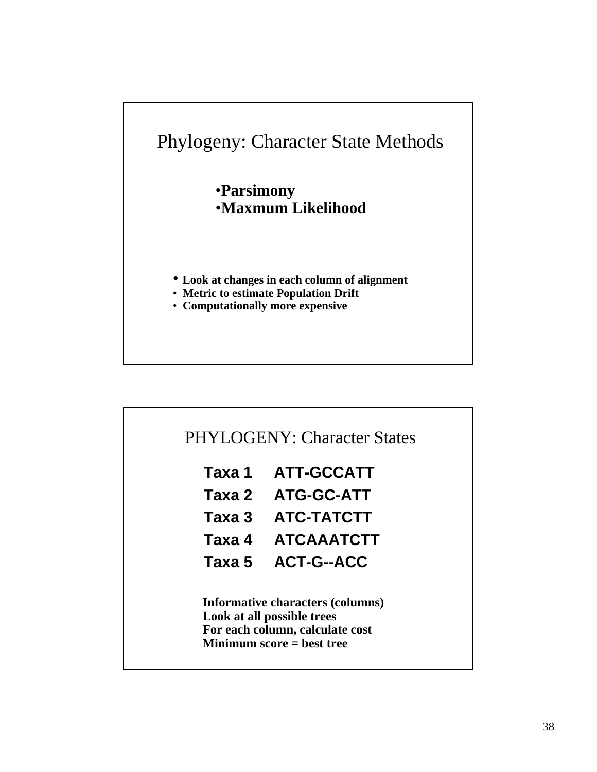## Phylogeny: Character State Methods

- **Parsimony**
- **Maxmum Likelihood**

- **Look at changes in each column of alignment**
- **Metric to estimate Population Drift**
- **Computationally more expensive**

## PHYLOGENY: Character States

| | |
|---|---|
| **Taxa 1** | **ATT-GCCATT** |
| **Taxa 2** | **ATG-GC-ATT** |
| **Taxa 3** | **ATC-TATCTT** |
| **Taxa 4** | **ATCAAATCTT** |
| **Taxa 5** | **ACT-G--ACC** |

**Informative characters (columns)**
**Look at all possible trees**
**For each column, calculate cost**
**Minimum score = best tree**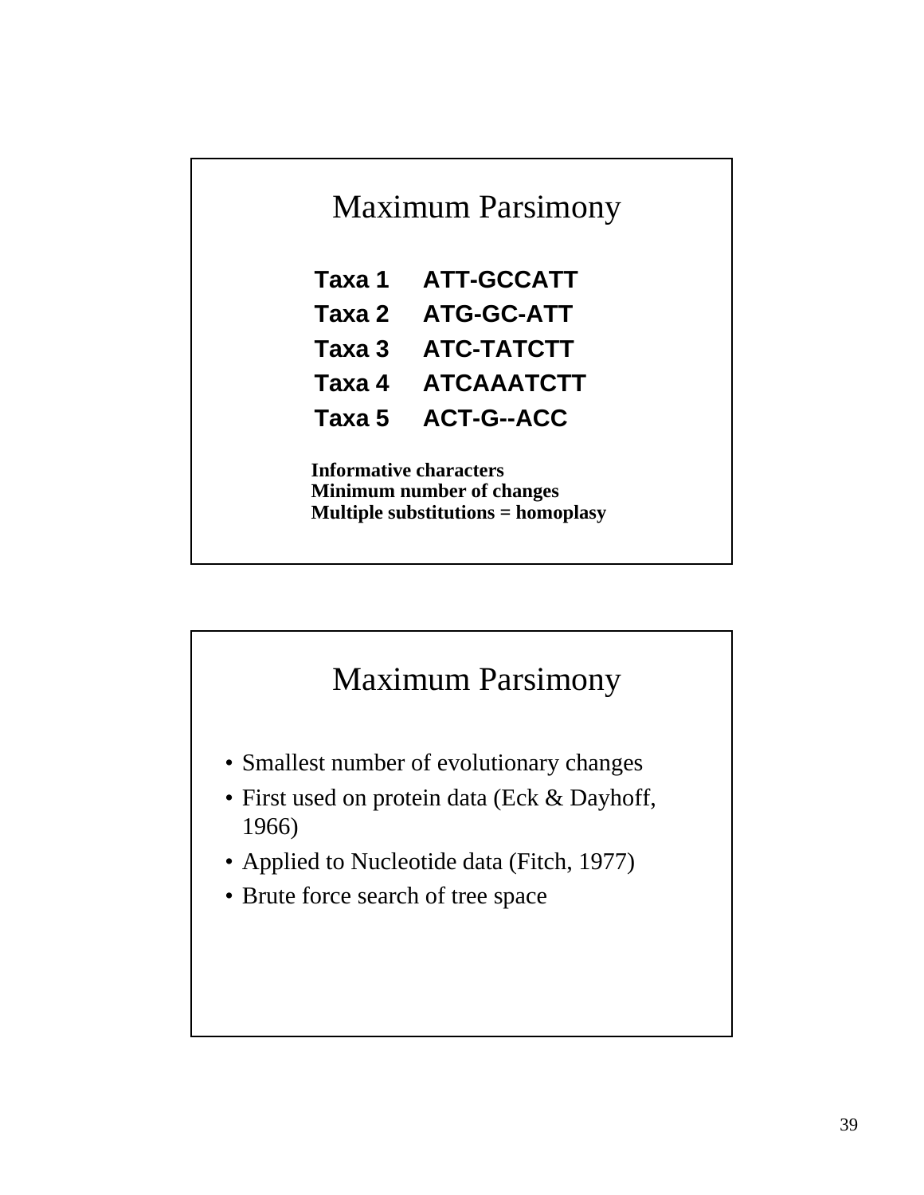## Maximum Parsimony

| | |
|---|---|
| **Taxa 1** | **ATT-GCCATT** |
| **Taxa 2** | **ATG-GC-ATT** |
| **Taxa 3** | **ATC-TATCTT** |
| **Taxa 4** | **ATCAAATCTT** |
| **Taxa 5** | **ACT-G--ACC** |

**Informative characters**
**Minimum number of changes**
**Multiple substitutions = homoplasy**

## Maximum Parsimony

- Smallest number of evolutionary changes
- First used on protein data (Eck & Dayhoff, 1966)
- Applied to Nucleotide data (Fitch, 1977)
- Brute force search of tree space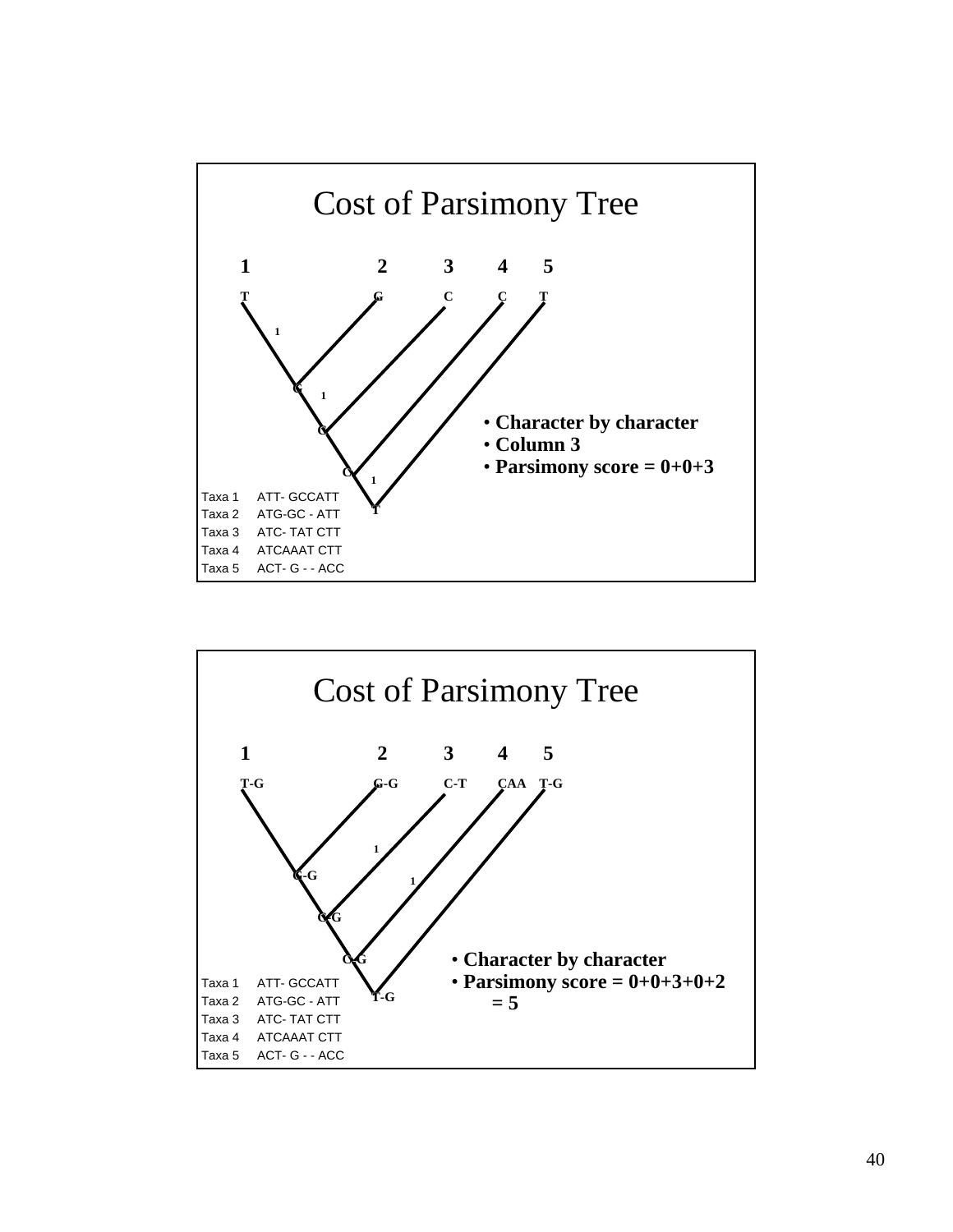# Cost of Parsimony Tree

1 2 3 4 5

T G C C T

- Character by character
- Column 3
- Parsimony score = 0+0+3

| | |
|---|---|
| Taxa 1 | ATT- GCCATT |
| Taxa 2 | ATG-GC - ATT |
| Taxa 3 | ATC- TAT CTT |
| Taxa 4 | ATCAAAT CTT |
| Taxa 5 | ACT- G - - ACC |

# Cost of Parsimony Tree

1 2 3 4 5

T-G G-G C-T CAA T-G

- Character by character
- Parsimony score = 0+0+3+0+2 = 5

| | |
|---|---|
| Taxa 1 | ATT- GCCATT |
| Taxa 2 | ATG-GC - ATT |
| Taxa 3 | ATC- TAT CTT |
| Taxa 4 | ATCAAAT CTT |
| Taxa 5 | ACT- G - - ACC |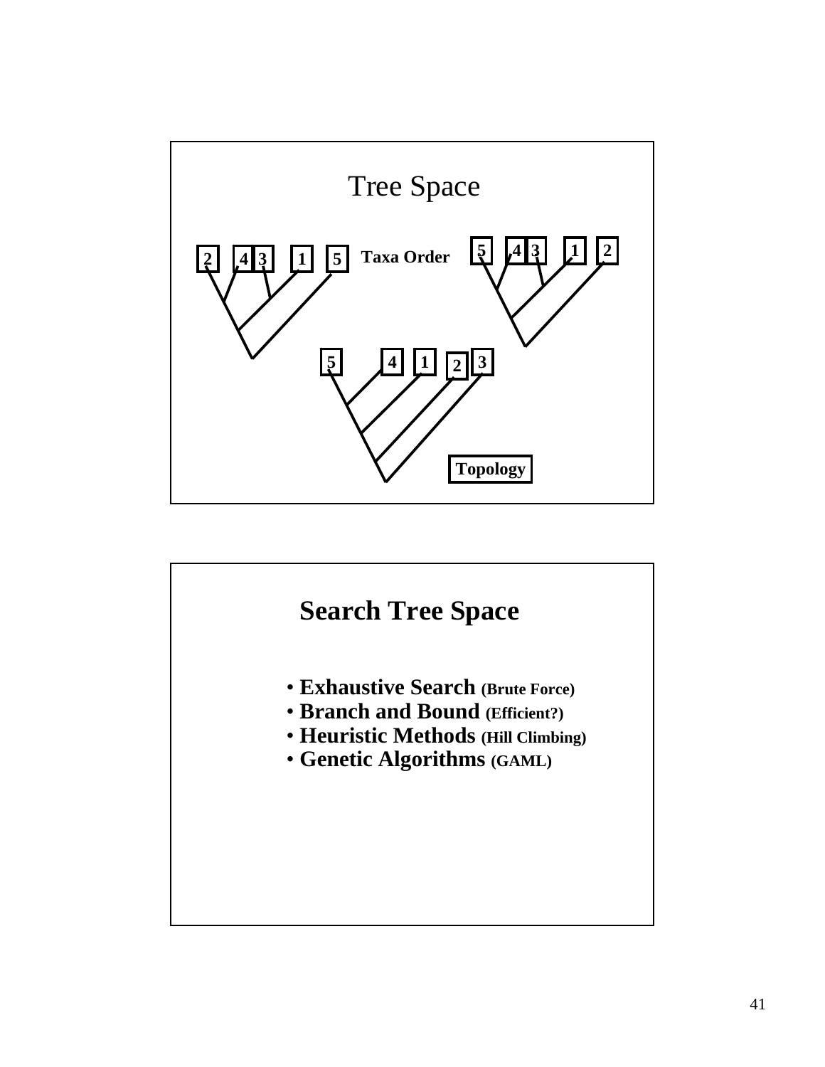## Tree Space

2 4 3 1 5 Taxa Order 5 4 3 1 2

5 4 1 2 3

Topology

## Search Tree Space

- **Exhaustive Search (Brute Force)**
- **Branch and Bound (Efficient?)**
- **Heuristic Methods (Hill Climbing)**
- **Genetic Algorithms (GAML)**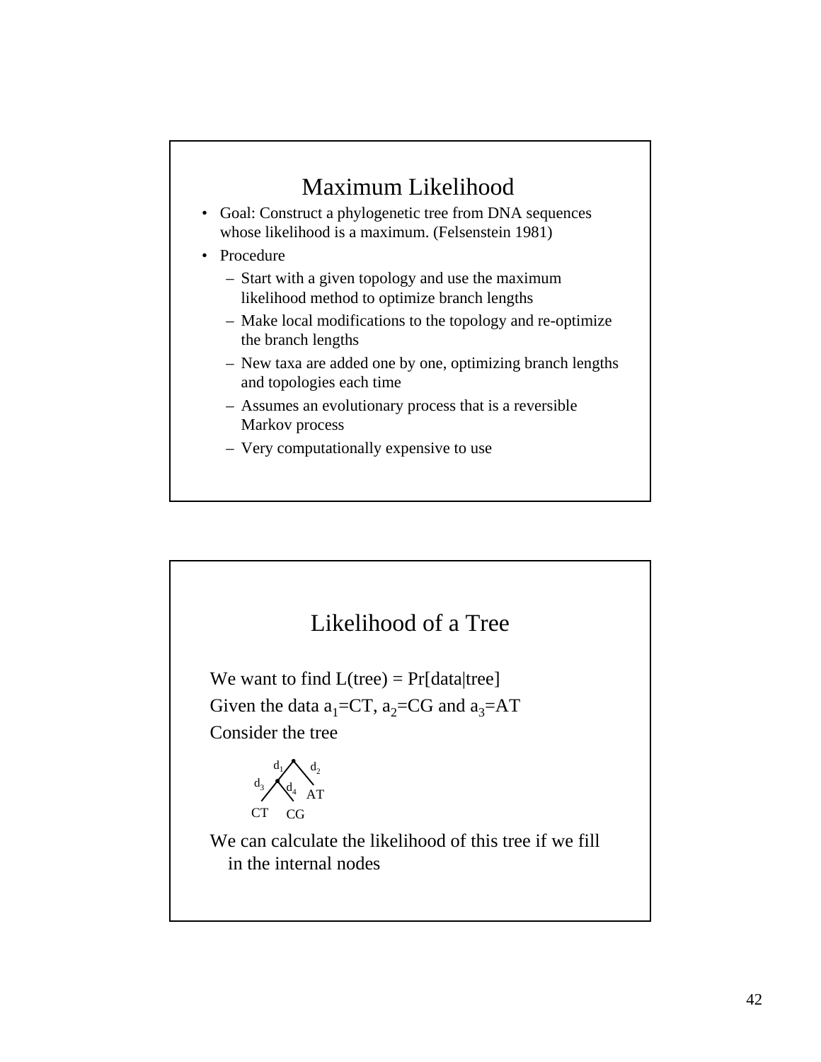## Maximum Likelihood

- Goal: Construct a phylogenetic tree from DNA sequences whose likelihood is a maximum. (Felsenstein 1981)
- Procedure
  - Start with a given topology and use the maximum likelihood method to optimize branch lengths
  - Make local modifications to the topology and re-optimize the branch lengths
  - New taxa are added one by one, optimizing branch lengths and topologies each time
  - Assumes an evolutionary process that is a reversible Markov process
  - Very computationally expensive to use

## Likelihood of a Tree

We want to find L(tree) = Pr[data|tree]

Given the data $a_1$=CT, $a_2$=CG and $a_3$=AT

Consider the tree

$d_1$ $d_2$ $d_3$ $d_4$ AT CT CG

We can calculate the likelihood of this tree if we fill in the internal nodes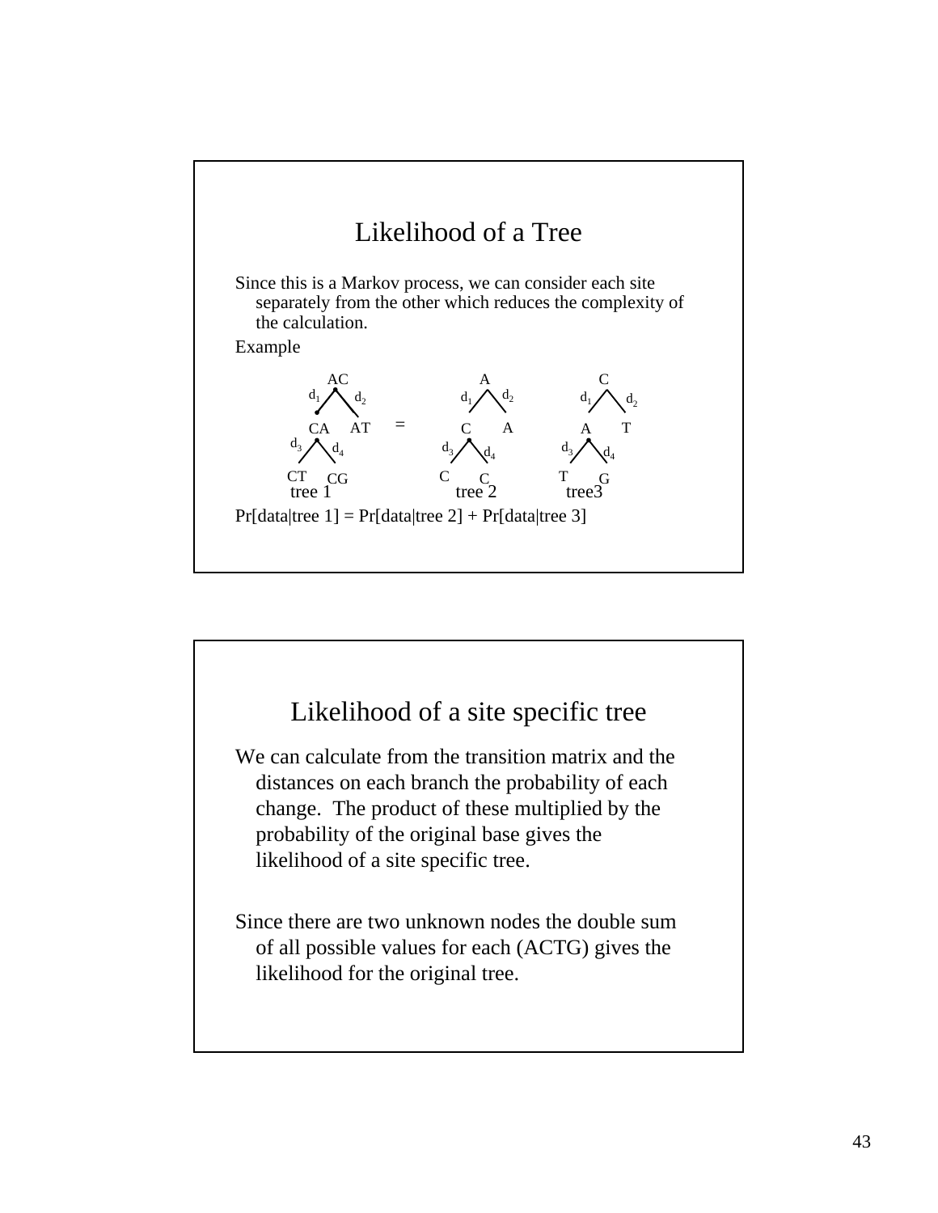# Likelihood of a Tree

Since this is a Markov process, we can consider each site separately from the other which reduces the complexity of the calculation.

Example

```
        AC                      A                    C
   d1  /  \ d2             d1  / \ d2           d1  / \ d2
      /    \                  /   \                /   \
    CA      AT      =        C     A              A     T
 d3 /  \ d4               d3 / \ d4            d3 / \ d4
   /    \                   /   \                /   \
  CT    CG                 C     C              T     G
   tree 1                   tree 2               tree3
```

Pr[data|tree 1] = Pr[data|tree 2] + Pr[data|tree 3]

# Likelihood of a site specific tree

We can calculate from the transition matrix and the distances on each branch the probability of each change. The product of these multiplied by the probability of the original base gives the likelihood of a site specific tree.

Since there are two unknown nodes the double sum of all possible values for each (ACTG) gives the likelihood for the original tree.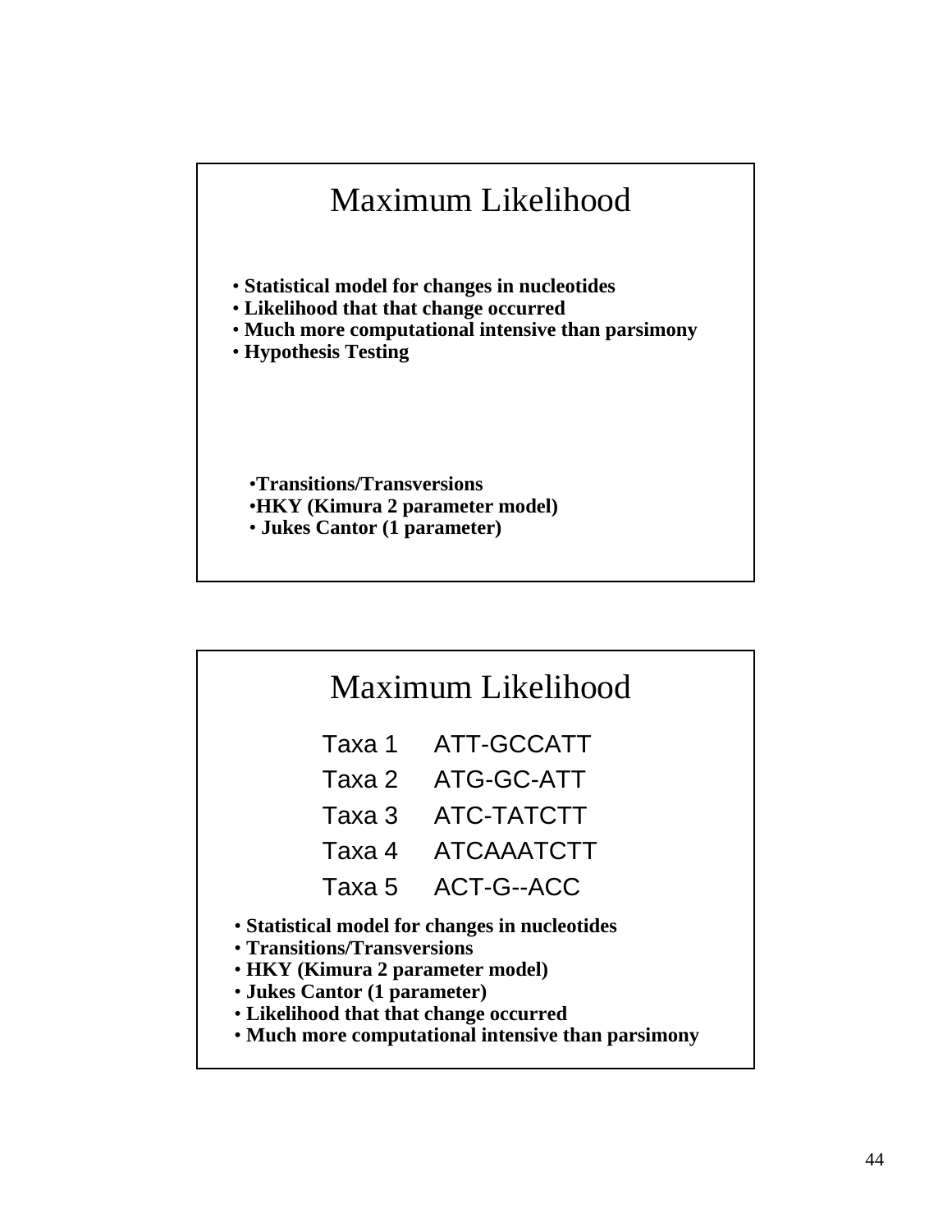## Maximum Likelihood

- **Statistical model for changes in nucleotides**
- **Likelihood that that change occurred**
- **Much more computational intensive than parsimony**
- **Hypothesis Testing**

- **Transitions/Transversions**
- **HKY (Kimura 2 parameter model)**
- **Jukes Cantor (1 parameter)**

## Maximum Likelihood

```
Taxa 1    ATT-GCCATT
Taxa 2    ATG-GC-ATT
Taxa 3    ATC-TATCTT
Taxa 4    ATCAAATCTT
Taxa 5    ACT-G--ACC
```

- **Statistical model for changes in nucleotides**
- **Transitions/Transversions**
- **HKY (Kimura 2 parameter model)**
- **Jukes Cantor (1 parameter)**
- **Likelihood that that change occurred**
- **Much more computational intensive than parsimony**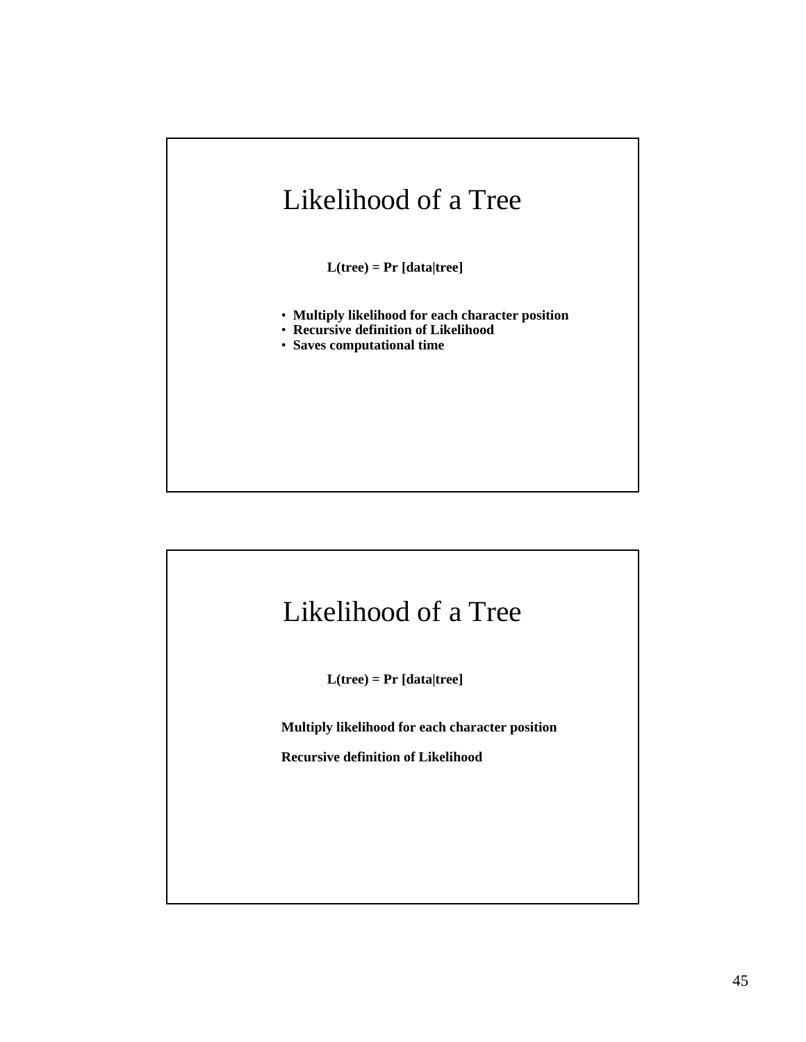## Likelihood of a Tree

**L(tree) = Pr [data|tree]**

- **Multiply likelihood for each character position**
- **Recursive definition of Likelihood**
- **Saves computational time**

## Likelihood of a Tree

**L(tree) = Pr [data|tree]**

**Multiply likelihood for each character position**

**Recursive definition of Likelihood**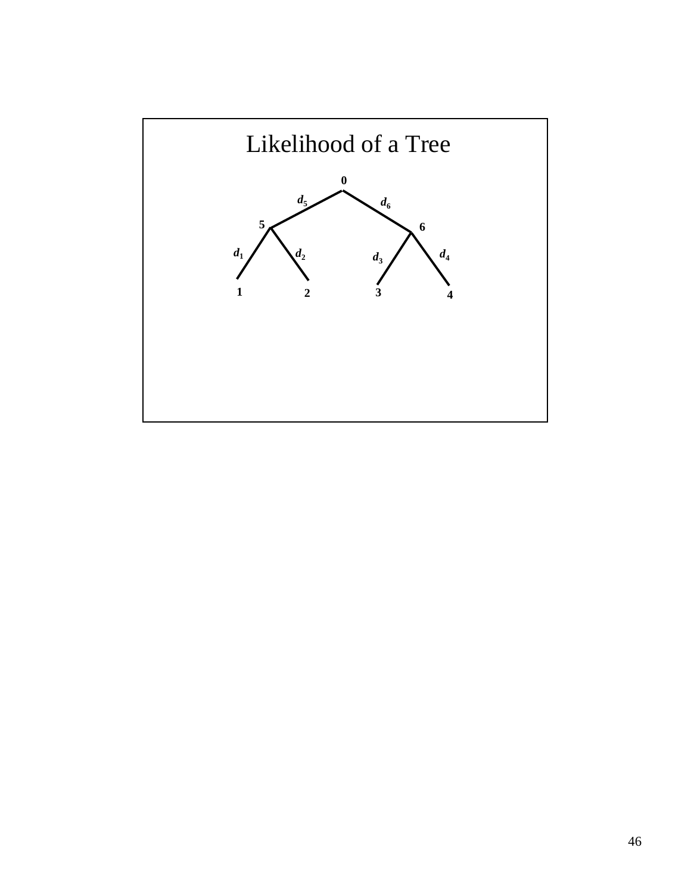# Likelihood of a Tree

0

$d_5$ $d_6$

5 6

$d_1$ $d_2$ $d_3$ $d_4$

1 2 3 4